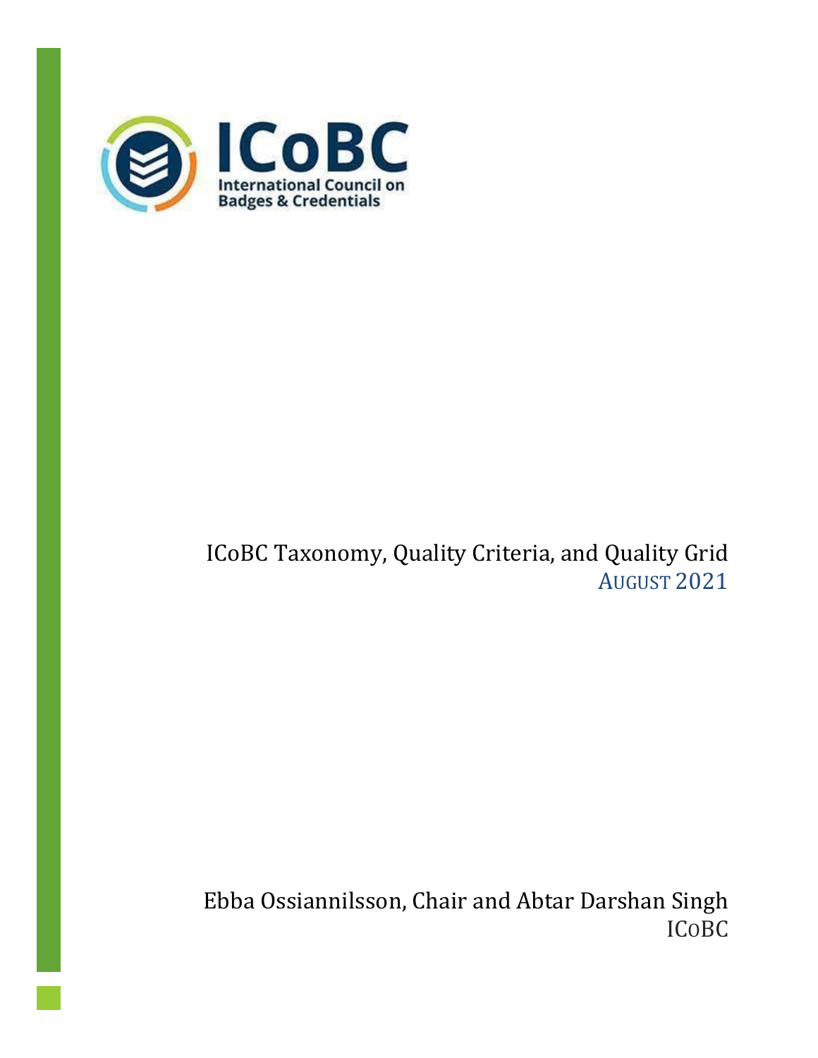ICoBC

International Council on Badges & Credentials

# ICoBC Taxonomy, Quality Criteria, and Quality Grid

AUGUST 2021

Ebba Ossiannilsson, Chair and Abtar Darshan Singh

ICOBC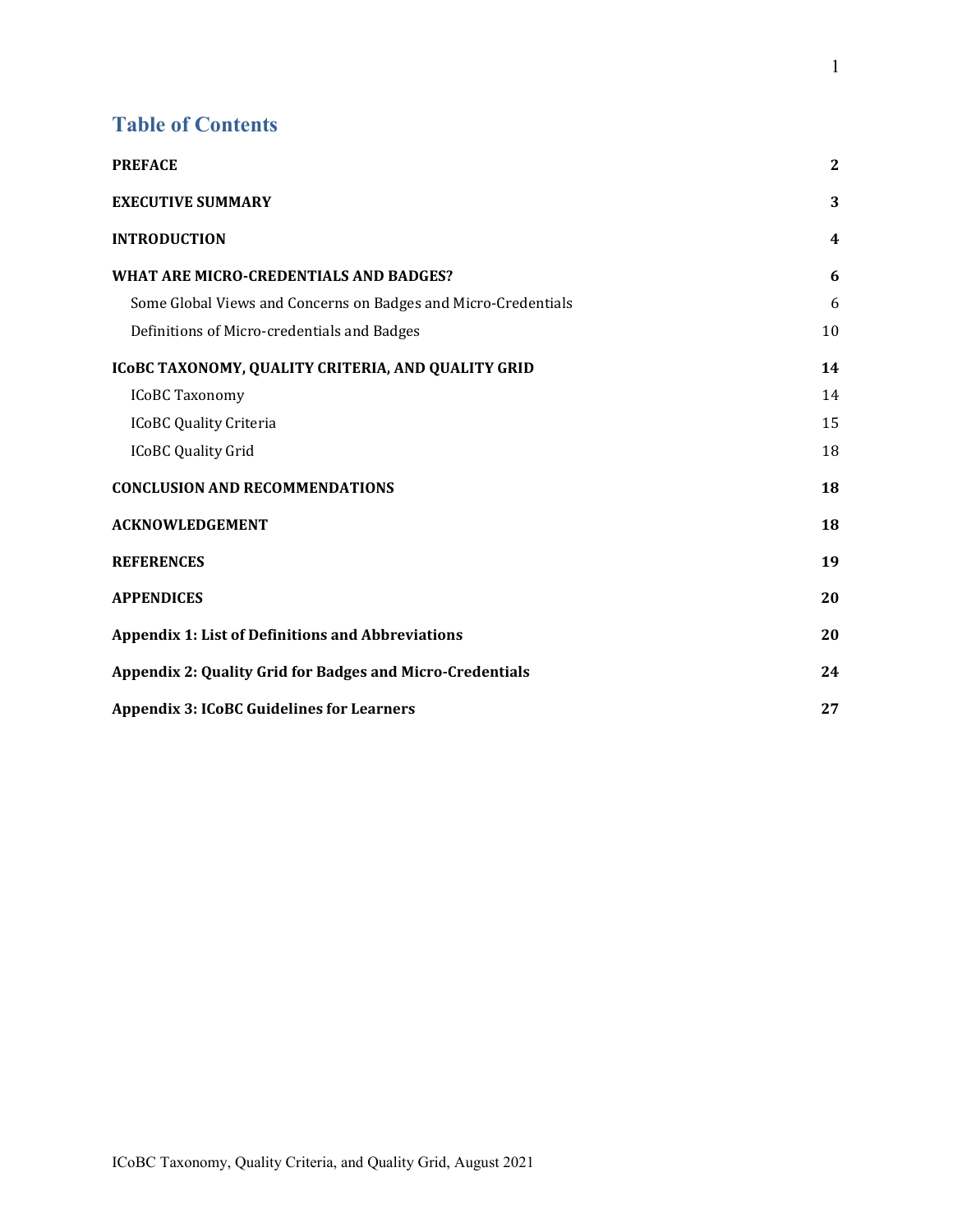## Table of Contents

| | |
|---|---|
| **PREFACE** | **2** |
| **EXECUTIVE SUMMARY** | **3** |
| **INTRODUCTION** | **4** |
| **WHAT ARE MICRO-CREDENTIALS AND BADGES?** | **6** |
| Some Global Views and Concerns on Badges and Micro-Credentials | 6 |
| Definitions of Micro-credentials and Badges | 10 |
| **ICoBC TAXONOMY, QUALITY CRITERIA, AND QUALITY GRID** | **14** |
| ICoBC Taxonomy | 14 |
| ICoBC Quality Criteria | 15 |
| ICoBC Quality Grid | 18 |
| **CONCLUSION AND RECOMMENDATIONS** | **18** |
| **ACKNOWLEDGEMENT** | **18** |
| **REFERENCES** | **19** |
| **APPENDICES** | **20** |
| **Appendix 1: List of Definitions and Abbreviations** | **20** |
| **Appendix 2: Quality Grid for Badges and Micro-Credentials** | **24** |
| **Appendix 3: ICoBC Guidelines for Learners** | **27** |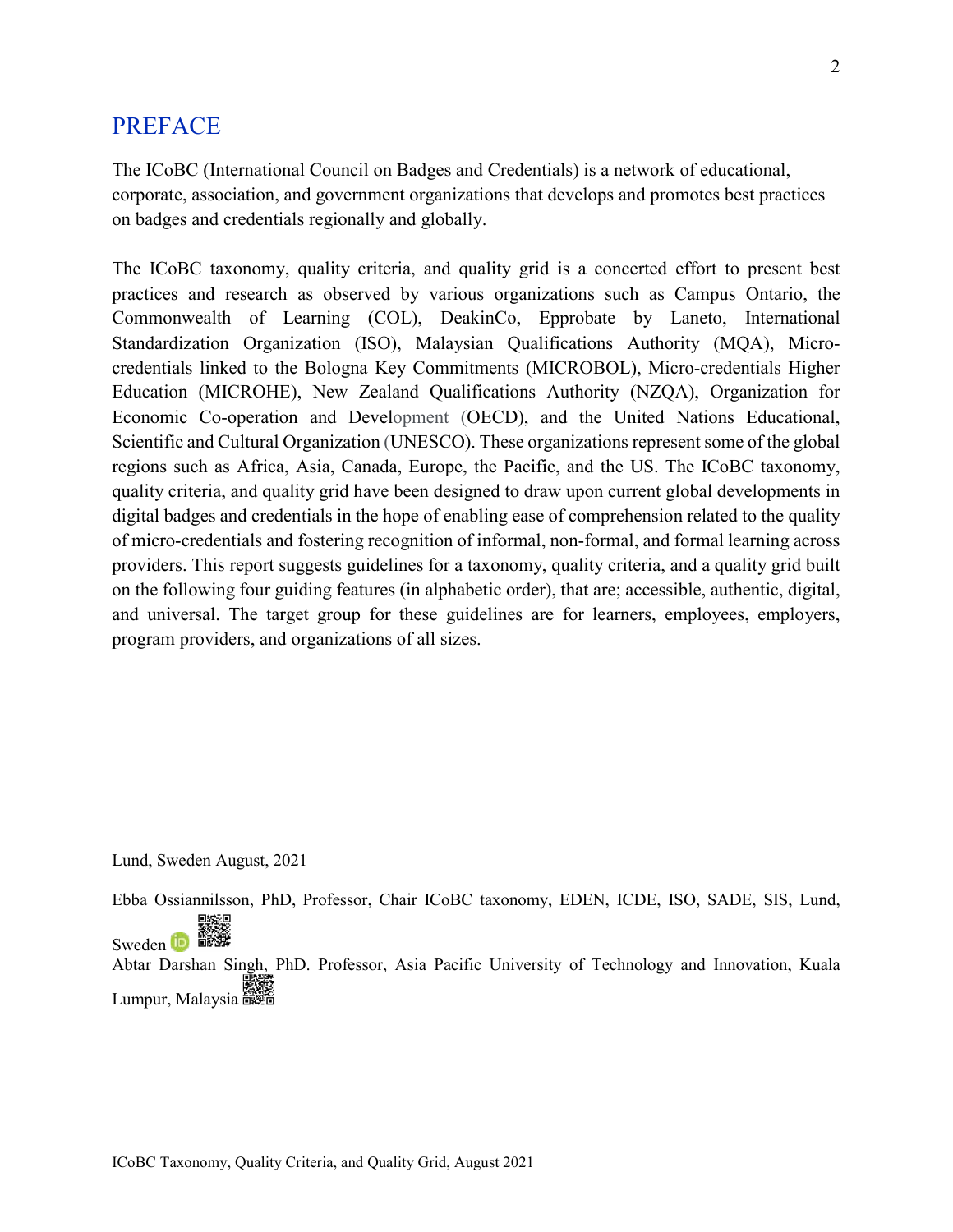# PREFACE

The ICoBC (International Council on Badges and Credentials) is a network of educational, corporate, association, and government organizations that develops and promotes best practices on badges and credentials regionally and globally.

The ICoBC taxonomy, quality criteria, and quality grid is a concerted effort to present best practices and research as observed by various organizations such as Campus Ontario, the Commonwealth of Learning (COL), DeakinCo, Epprobate by Laneto, International Standardization Organization (ISO), Malaysian Qualifications Authority (MQA), Micro-credentials linked to the Bologna Key Commitments (MICROBOL), Micro-credentials Higher Education (MICROHE), New Zealand Qualifications Authority (NZQA), Organization for Economic Co-operation and Development (OECD), and the United Nations Educational, Scientific and Cultural Organization (UNESCO). These organizations represent some of the global regions such as Africa, Asia, Canada, Europe, the Pacific, and the US. The ICoBC taxonomy, quality criteria, and quality grid have been designed to draw upon current global developments in digital badges and credentials in the hope of enabling ease of comprehension related to the quality of micro-credentials and fostering recognition of informal, non-formal, and formal learning across providers. This report suggests guidelines for a taxonomy, quality criteria, and a quality grid built on the following four guiding features (in alphabetic order), that are; accessible, authentic, digital, and universal. The target group for these guidelines are for learners, employees, employers, program providers, and organizations of all sizes.

Lund, Sweden August, 2021

Ebba Ossiannilsson, PhD, Professor, Chair ICoBC taxonomy, EDEN, ICDE, ISO, SADE, SIS, Lund, Sweden

Abtar Darshan Singh, PhD. Professor, Asia Pacific University of Technology and Innovation, Kuala Lumpur, Malaysia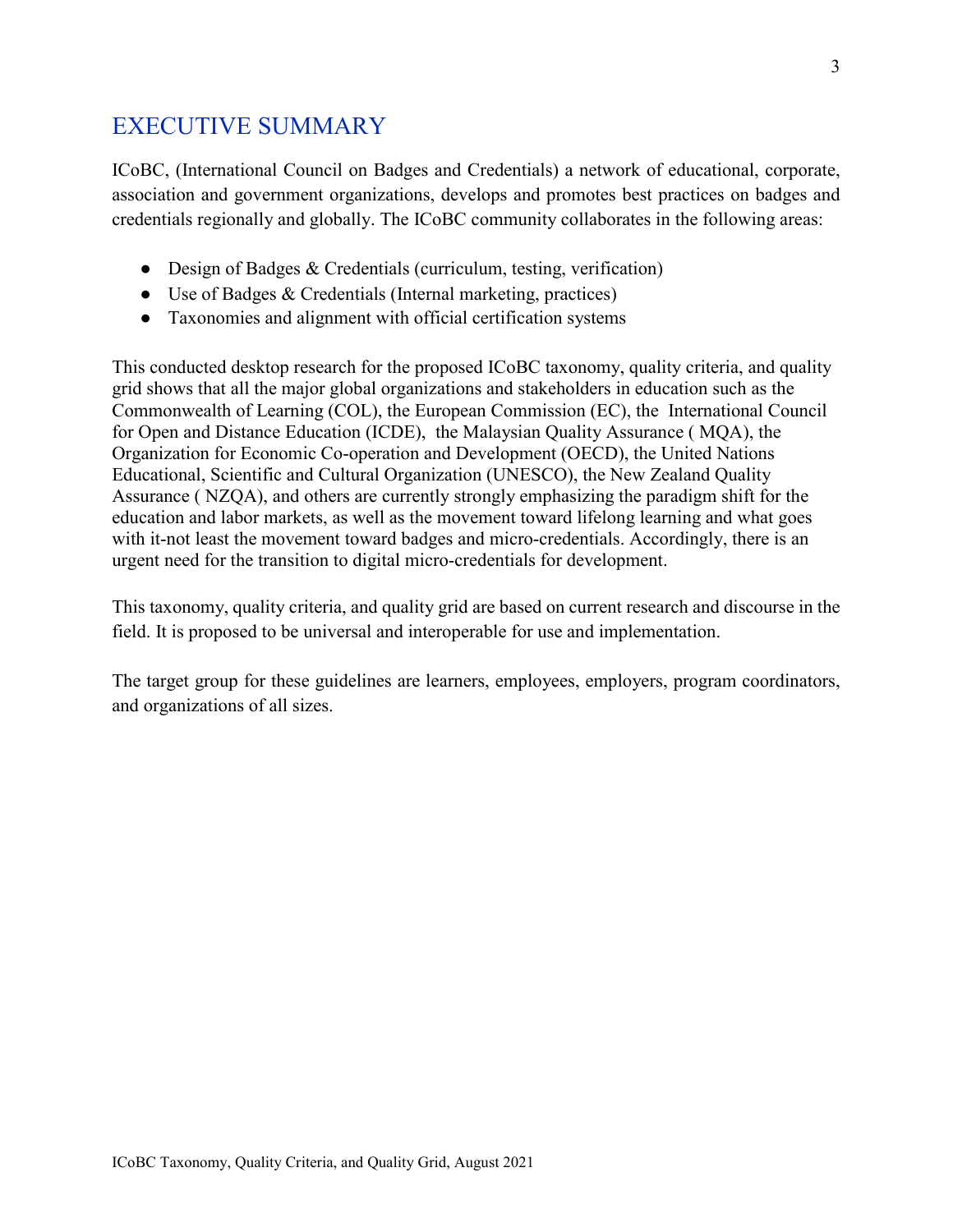## EXECUTIVE SUMMARY

ICoBC, (International Council on Badges and Credentials) a network of educational, corporate, association and government organizations, develops and promotes best practices on badges and credentials regionally and globally. The ICoBC community collaborates in the following areas:

- Design of Badges & Credentials (curriculum, testing, verification)
- Use of Badges & Credentials (Internal marketing, practices)
- Taxonomies and alignment with official certification systems

This conducted desktop research for the proposed ICoBC taxonomy, quality criteria, and quality grid shows that all the major global organizations and stakeholders in education such as the Commonwealth of Learning (COL), the European Commission (EC), the International Council for Open and Distance Education (ICDE), the Malaysian Quality Assurance ( MQA), the Organization for Economic Co-operation and Development (OECD), the United Nations Educational, Scientific and Cultural Organization (UNESCO), the New Zealand Quality Assurance ( NZQA), and others are currently strongly emphasizing the paradigm shift for the education and labor markets, as well as the movement toward lifelong learning and what goes with it-not least the movement toward badges and micro-credentials. Accordingly, there is an urgent need for the transition to digital micro-credentials for development.

This taxonomy, quality criteria, and quality grid are based on current research and discourse in the field. It is proposed to be universal and interoperable for use and implementation.

The target group for these guidelines are learners, employees, employers, program coordinators, and organizations of all sizes.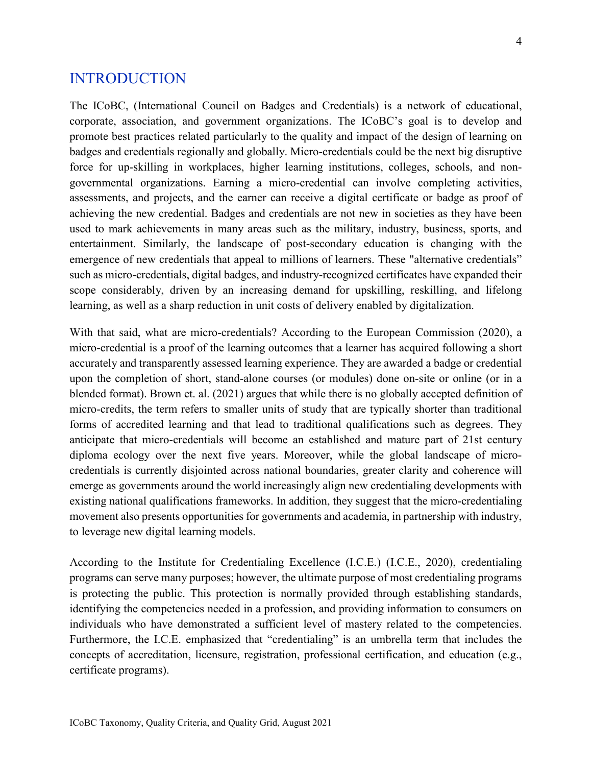# INTRODUCTION

The ICoBC, (International Council on Badges and Credentials) is a network of educational, corporate, association, and government organizations. The ICoBC's goal is to develop and promote best practices related particularly to the quality and impact of the design of learning on badges and credentials regionally and globally. Micro-credentials could be the next big disruptive force for up-skilling in workplaces, higher learning institutions, colleges, schools, and non-governmental organizations. Earning a micro-credential can involve completing activities, assessments, and projects, and the earner can receive a digital certificate or badge as proof of achieving the new credential. Badges and credentials are not new in societies as they have been used to mark achievements in many areas such as the military, industry, business, sports, and entertainment. Similarly, the landscape of post-secondary education is changing with the emergence of new credentials that appeal to millions of learners. These "alternative credentials" such as micro-credentials, digital badges, and industry-recognized certificates have expanded their scope considerably, driven by an increasing demand for upskilling, reskilling, and lifelong learning, as well as a sharp reduction in unit costs of delivery enabled by digitalization.

With that said, what are micro-credentials? According to the European Commission (2020), a micro-credential is a proof of the learning outcomes that a learner has acquired following a short accurately and transparently assessed learning experience. They are awarded a badge or credential upon the completion of short, stand-alone courses (or modules) done on-site or online (or in a blended format). Brown et. al. (2021) argues that while there is no globally accepted definition of micro-credits, the term refers to smaller units of study that are typically shorter than traditional forms of accredited learning and that lead to traditional qualifications such as degrees. They anticipate that micro-credentials will become an established and mature part of 21st century diploma ecology over the next five years. Moreover, while the global landscape of micro-credentials is currently disjointed across national boundaries, greater clarity and coherence will emerge as governments around the world increasingly align new credentialing developments with existing national qualifications frameworks. In addition, they suggest that the micro-credentialing movement also presents opportunities for governments and academia, in partnership with industry, to leverage new digital learning models.

According to the Institute for Credentialing Excellence (I.C.E.) (I.C.E., 2020), credentialing programs can serve many purposes; however, the ultimate purpose of most credentialing programs is protecting the public. This protection is normally provided through establishing standards, identifying the competencies needed in a profession, and providing information to consumers on individuals who have demonstrated a sufficient level of mastery related to the competencies. Furthermore, the I.C.E. emphasized that "credentialing" is an umbrella term that includes the concepts of accreditation, licensure, registration, professional certification, and education (e.g., certificate programs).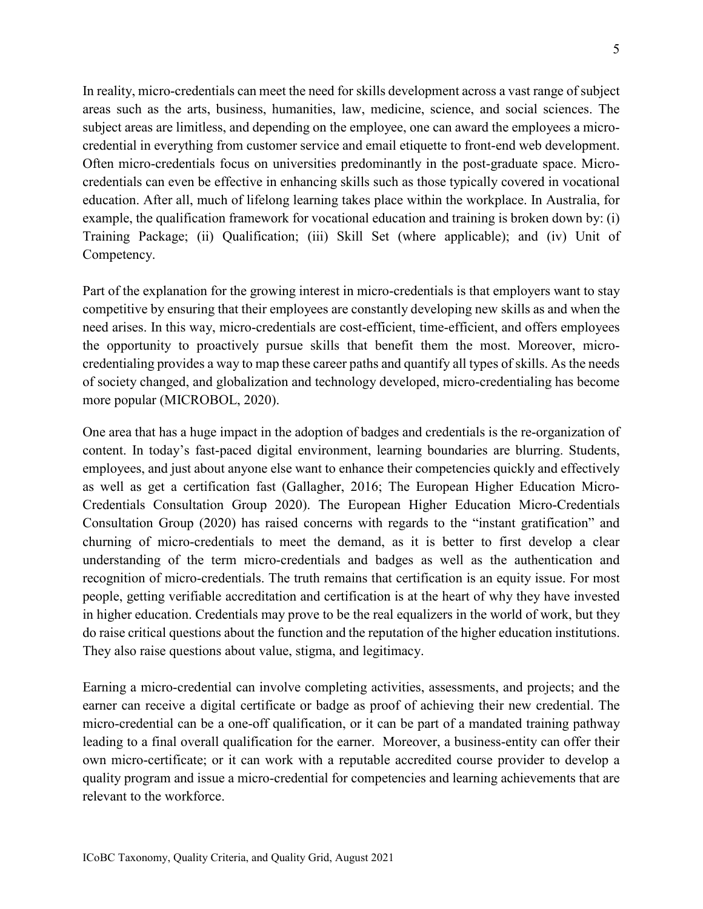In reality, micro-credentials can meet the need for skills development across a vast range of subject areas such as the arts, business, humanities, law, medicine, science, and social sciences. The subject areas are limitless, and depending on the employee, one can award the employees a micro-credential in everything from customer service and email etiquette to front-end web development. Often micro-credentials focus on universities predominantly in the post-graduate space. Micro-credentials can even be effective in enhancing skills such as those typically covered in vocational education. After all, much of lifelong learning takes place within the workplace. In Australia, for example, the qualification framework for vocational education and training is broken down by: (i) Training Package; (ii) Qualification; (iii) Skill Set (where applicable); and (iv) Unit of Competency.

Part of the explanation for the growing interest in micro-credentials is that employers want to stay competitive by ensuring that their employees are constantly developing new skills as and when the need arises. In this way, micro-credentials are cost-efficient, time-efficient, and offers employees the opportunity to proactively pursue skills that benefit them the most. Moreover, micro-credentialing provides a way to map these career paths and quantify all types of skills. As the needs of society changed, and globalization and technology developed, micro-credentialing has become more popular (MICROBOL, 2020).

One area that has a huge impact in the adoption of badges and credentials is the re-organization of content. In today's fast-paced digital environment, learning boundaries are blurring. Students, employees, and just about anyone else want to enhance their competencies quickly and effectively as well as get a certification fast (Gallagher, 2016; The European Higher Education Micro-Credentials Consultation Group 2020). The European Higher Education Micro-Credentials Consultation Group (2020) has raised concerns with regards to the "instant gratification" and churning of micro-credentials to meet the demand, as it is better to first develop a clear understanding of the term micro-credentials and badges as well as the authentication and recognition of micro-credentials. The truth remains that certification is an equity issue. For most people, getting verifiable accreditation and certification is at the heart of why they have invested in higher education. Credentials may prove to be the real equalizers in the world of work, but they do raise critical questions about the function and the reputation of the higher education institutions. They also raise questions about value, stigma, and legitimacy.

Earning a micro-credential can involve completing activities, assessments, and projects; and the earner can receive a digital certificate or badge as proof of achieving their new credential. The micro-credential can be a one-off qualification, or it can be part of a mandated training pathway leading to a final overall qualification for the earner. Moreover, a business-entity can offer their own micro-certificate; or it can work with a reputable accredited course provider to develop a quality program and issue a micro-credential for competencies and learning achievements that are relevant to the workforce.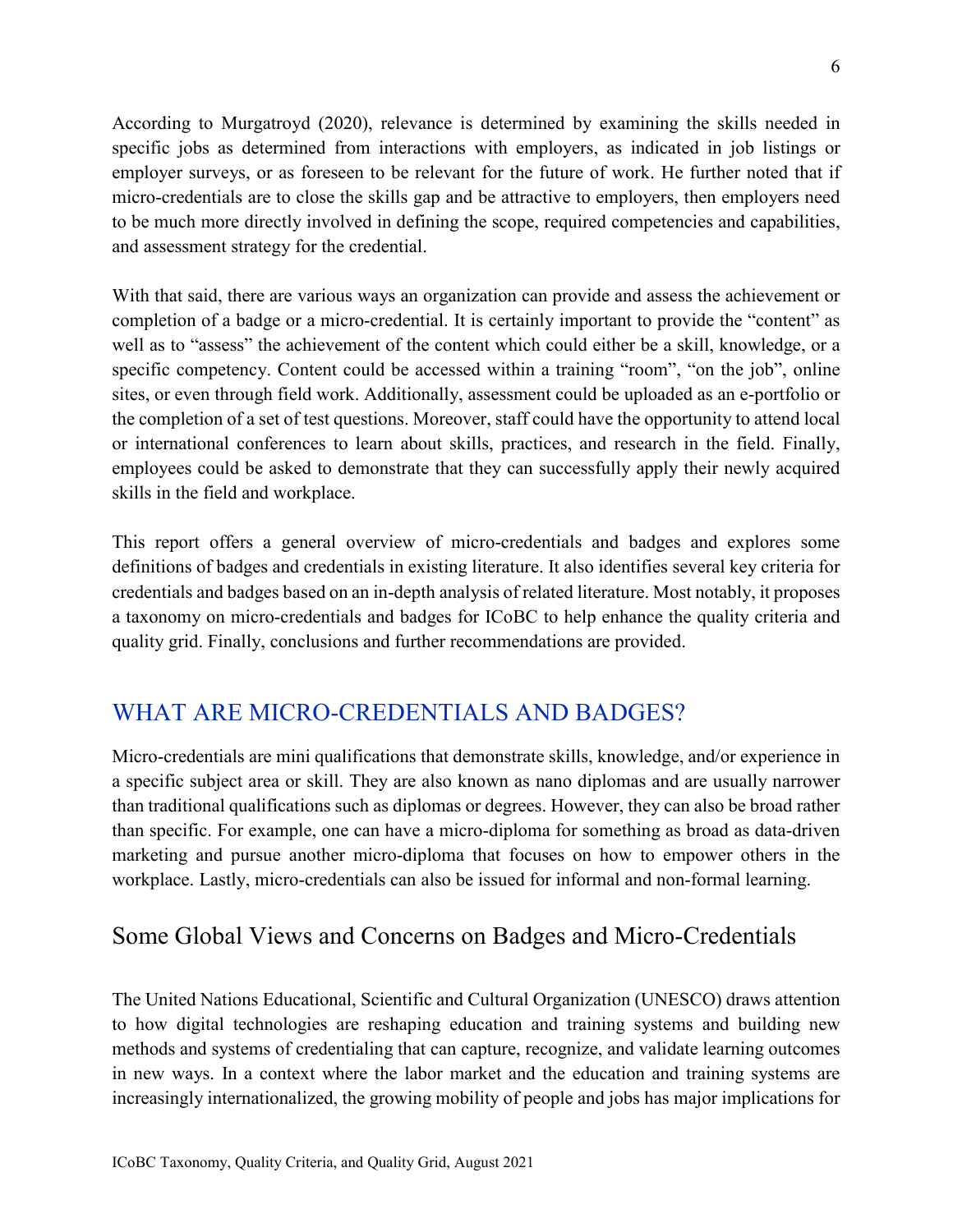According to Murgatroyd (2020), relevance is determined by examining the skills needed in specific jobs as determined from interactions with employers, as indicated in job listings or employer surveys, or as foreseen to be relevant for the future of work. He further noted that if micro-credentials are to close the skills gap and be attractive to employers, then employers need to be much more directly involved in defining the scope, required competencies and capabilities, and assessment strategy for the credential.

With that said, there are various ways an organization can provide and assess the achievement or completion of a badge or a micro-credential. It is certainly important to provide the "content" as well as to "assess" the achievement of the content which could either be a skill, knowledge, or a specific competency. Content could be accessed within a training "room", "on the job", online sites, or even through field work. Additionally, assessment could be uploaded as an e-portfolio or the completion of a set of test questions. Moreover, staff could have the opportunity to attend local or international conferences to learn about skills, practices, and research in the field. Finally, employees could be asked to demonstrate that they can successfully apply their newly acquired skills in the field and workplace.

This report offers a general overview of micro-credentials and badges and explores some definitions of badges and credentials in existing literature. It also identifies several key criteria for credentials and badges based on an in-depth analysis of related literature. Most notably, it proposes a taxonomy on micro-credentials and badges for ICoBC to help enhance the quality criteria and quality grid. Finally, conclusions and further recommendations are provided.

## WHAT ARE MICRO-CREDENTIALS AND BADGES?

Micro-credentials are mini qualifications that demonstrate skills, knowledge, and/or experience in a specific subject area or skill. They are also known as nano diplomas and are usually narrower than traditional qualifications such as diplomas or degrees. However, they can also be broad rather than specific. For example, one can have a micro-diploma for something as broad as data-driven marketing and pursue another micro-diploma that focuses on how to empower others in the workplace. Lastly, micro-credentials can also be issued for informal and non-formal learning.

### Some Global Views and Concerns on Badges and Micro-Credentials

The United Nations Educational, Scientific and Cultural Organization (UNESCO) draws attention to how digital technologies are reshaping education and training systems and building new methods and systems of credentialing that can capture, recognize, and validate learning outcomes in new ways. In a context where the labor market and the education and training systems are increasingly internationalized, the growing mobility of people and jobs has major implications for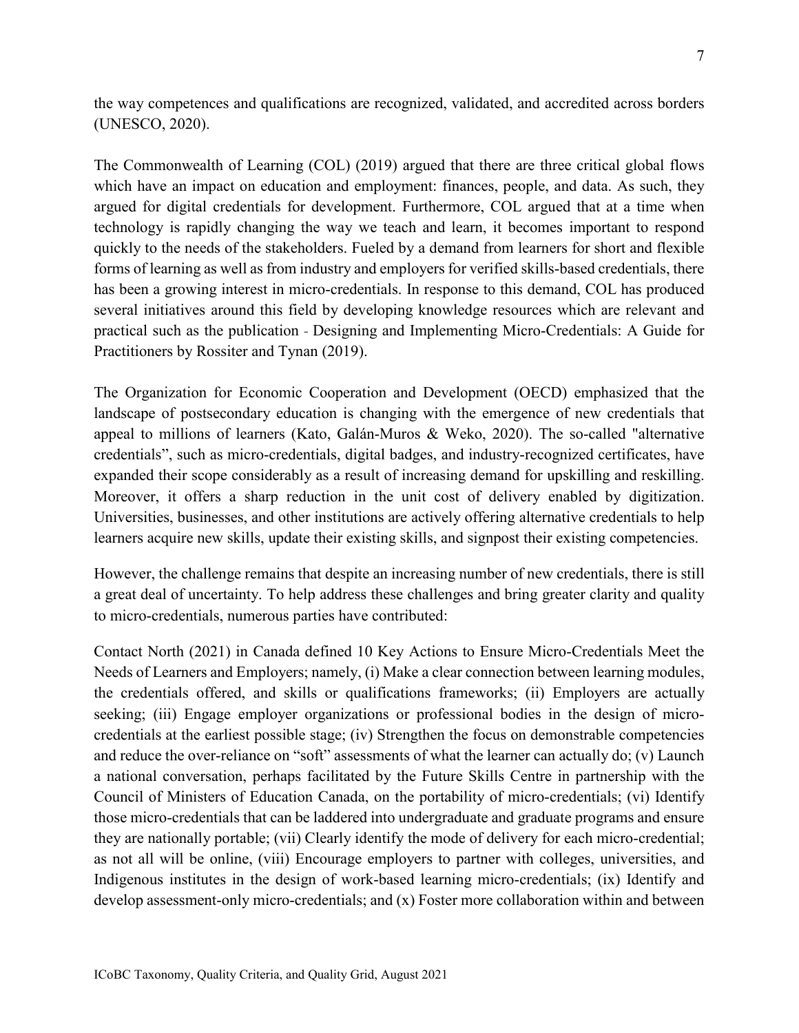the way competences and qualifications are recognized, validated, and accredited across borders (UNESCO, 2020).

The Commonwealth of Learning (COL) (2019) argued that there are three critical global flows which have an impact on education and employment: finances, people, and data. As such, they argued for digital credentials for development. Furthermore, COL argued that at a time when technology is rapidly changing the way we teach and learn, it becomes important to respond quickly to the needs of the stakeholders. Fueled by a demand from learners for short and flexible forms of learning as well as from industry and employers for verified skills-based credentials, there has been a growing interest in micro-credentials. In response to this demand, COL has produced several initiatives around this field by developing knowledge resources which are relevant and practical such as the publication - Designing and Implementing Micro-Credentials: A Guide for Practitioners by Rossiter and Tynan (2019).

The Organization for Economic Cooperation and Development (OECD) emphasized that the landscape of postsecondary education is changing with the emergence of new credentials that appeal to millions of learners (Kato, Galán-Muros & Weko, 2020). The so-called "alternative credentials", such as micro-credentials, digital badges, and industry-recognized certificates, have expanded their scope considerably as a result of increasing demand for upskilling and reskilling. Moreover, it offers a sharp reduction in the unit cost of delivery enabled by digitization. Universities, businesses, and other institutions are actively offering alternative credentials to help learners acquire new skills, update their existing skills, and signpost their existing competencies.

However, the challenge remains that despite an increasing number of new credentials, there is still a great deal of uncertainty. To help address these challenges and bring greater clarity and quality to micro-credentials, numerous parties have contributed:

Contact North (2021) in Canada defined 10 Key Actions to Ensure Micro-Credentials Meet the Needs of Learners and Employers; namely, (i) Make a clear connection between learning modules, the credentials offered, and skills or qualifications frameworks; (ii) Employers are actually seeking; (iii) Engage employer organizations or professional bodies in the design of micro-credentials at the earliest possible stage; (iv) Strengthen the focus on demonstrable competencies and reduce the over-reliance on "soft" assessments of what the learner can actually do; (v) Launch a national conversation, perhaps facilitated by the Future Skills Centre in partnership with the Council of Ministers of Education Canada, on the portability of micro-credentials; (vi) Identify those micro-credentials that can be laddered into undergraduate and graduate programs and ensure they are nationally portable; (vii) Clearly identify the mode of delivery for each micro-credential; as not all will be online, (viii) Encourage employers to partner with colleges, universities, and Indigenous institutes in the design of work-based learning micro-credentials; (ix) Identify and develop assessment-only micro-credentials; and (x) Foster more collaboration within and between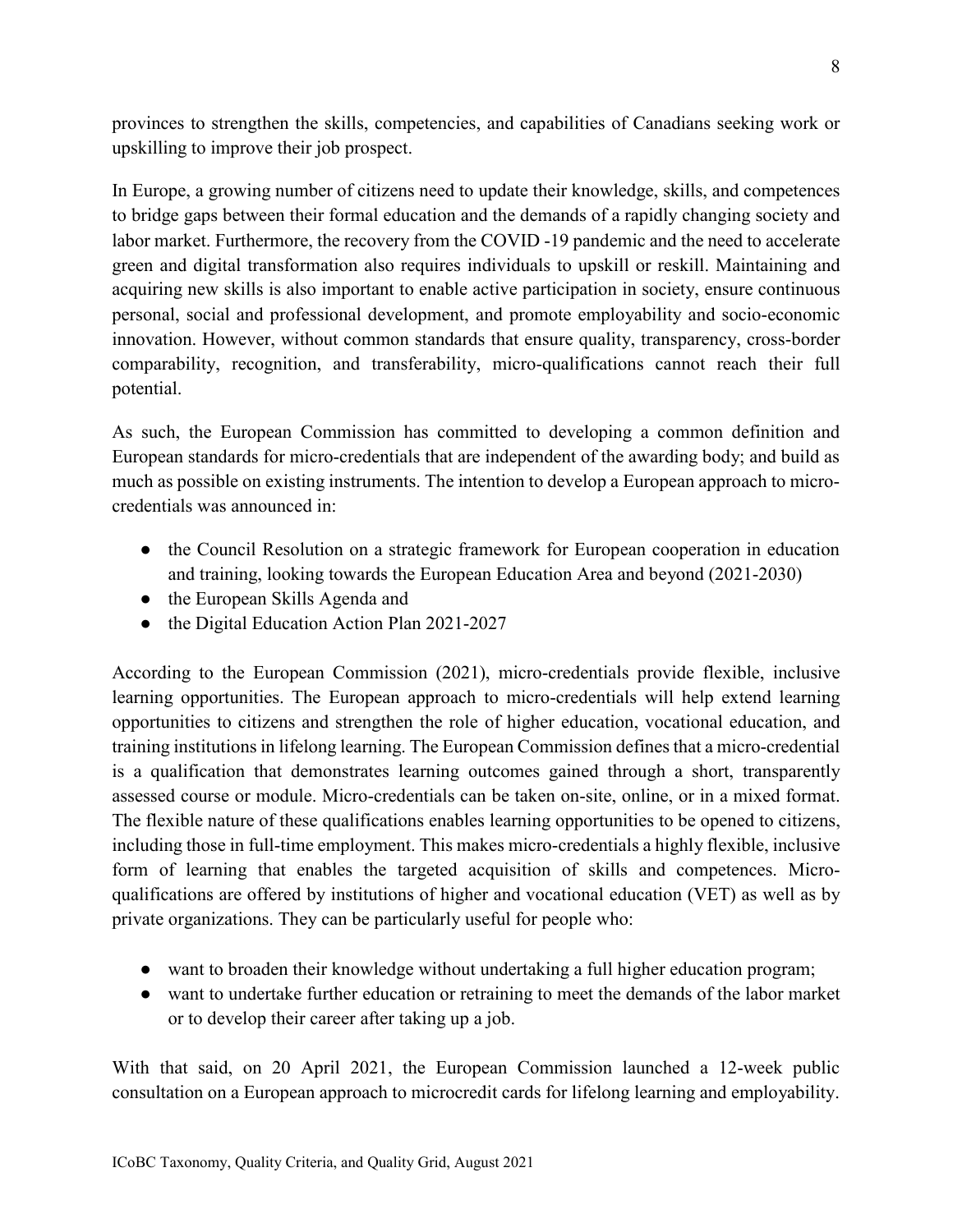provinces to strengthen the skills, competencies, and capabilities of Canadians seeking work or upskilling to improve their job prospect.

In Europe, a growing number of citizens need to update their knowledge, skills, and competences to bridge gaps between their formal education and the demands of a rapidly changing society and labor market. Furthermore, the recovery from the COVID -19 pandemic and the need to accelerate green and digital transformation also requires individuals to upskill or reskill. Maintaining and acquiring new skills is also important to enable active participation in society, ensure continuous personal, social and professional development, and promote employability and socio-economic innovation. However, without common standards that ensure quality, transparency, cross-border comparability, recognition, and transferability, micro-qualifications cannot reach their full potential.

As such, the European Commission has committed to developing a common definition and European standards for micro-credentials that are independent of the awarding body; and build as much as possible on existing instruments. The intention to develop a European approach to micro-credentials was announced in:

- the Council Resolution on a strategic framework for European cooperation in education and training, looking towards the European Education Area and beyond (2021-2030)
- the European Skills Agenda and
- the Digital Education Action Plan 2021-2027

According to the European Commission (2021), micro-credentials provide flexible, inclusive learning opportunities. The European approach to micro-credentials will help extend learning opportunities to citizens and strengthen the role of higher education, vocational education, and training institutions in lifelong learning. The European Commission defines that a micro-credential is a qualification that demonstrates learning outcomes gained through a short, transparently assessed course or module. Micro-credentials can be taken on-site, online, or in a mixed format. The flexible nature of these qualifications enables learning opportunities to be opened to citizens, including those in full-time employment. This makes micro-credentials a highly flexible, inclusive form of learning that enables the targeted acquisition of skills and competences. Micro-qualifications are offered by institutions of higher and vocational education (VET) as well as by private organizations. They can be particularly useful for people who:

- want to broaden their knowledge without undertaking a full higher education program;
- want to undertake further education or retraining to meet the demands of the labor market or to develop their career after taking up a job.

With that said, on 20 April 2021, the European Commission launched a 12-week public consultation on a European approach to microcredit cards for lifelong learning and employability.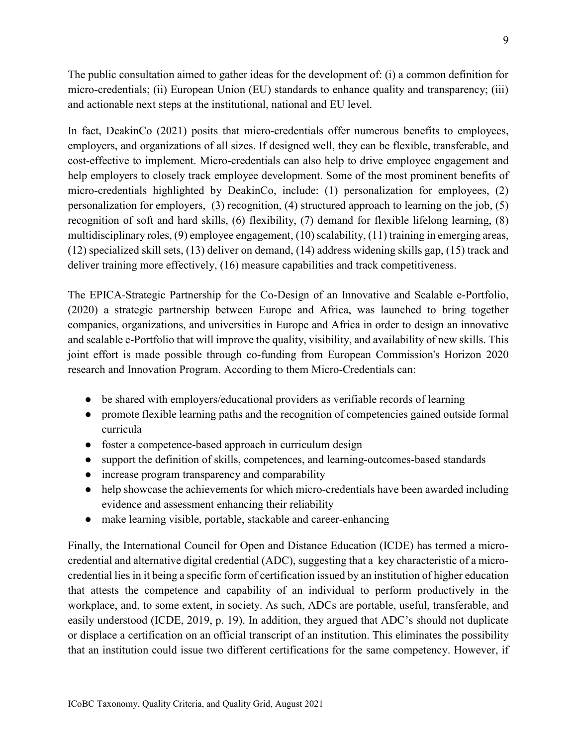The public consultation aimed to gather ideas for the development of: (i) a common definition for micro-credentials; (ii) European Union (EU) standards to enhance quality and transparency; (iii) and actionable next steps at the institutional, national and EU level.

In fact, DeakinCo (2021) posits that micro-credentials offer numerous benefits to employees, employers, and organizations of all sizes. If designed well, they can be flexible, transferable, and cost-effective to implement. Micro-credentials can also help to drive employee engagement and help employers to closely track employee development. Some of the most prominent benefits of micro-credentials highlighted by DeakinCo, include: (1) personalization for employees, (2) personalization for employers, (3) recognition, (4) structured approach to learning on the job, (5) recognition of soft and hard skills, (6) flexibility, (7) demand for flexible lifelong learning, (8) multidisciplinary roles, (9) employee engagement, (10) scalability, (11) training in emerging areas, (12) specialized skill sets, (13) deliver on demand, (14) address widening skills gap, (15) track and deliver training more effectively, (16) measure capabilities and track competitiveness.

The EPICA-Strategic Partnership for the Co-Design of an Innovative and Scalable e-Portfolio, (2020) a strategic partnership between Europe and Africa, was launched to bring together companies, organizations, and universities in Europe and Africa in order to design an innovative and scalable e-Portfolio that will improve the quality, visibility, and availability of new skills. This joint effort is made possible through co-funding from European Commission's Horizon 2020 research and Innovation Program. According to them Micro-Credentials can:

- be shared with employers/educational providers as verifiable records of learning
- promote flexible learning paths and the recognition of competencies gained outside formal curricula
- foster a competence-based approach in curriculum design
- support the definition of skills, competences, and learning-outcomes-based standards
- increase program transparency and comparability
- help showcase the achievements for which micro-credentials have been awarded including evidence and assessment enhancing their reliability
- make learning visible, portable, stackable and career-enhancing

Finally, the International Council for Open and Distance Education (ICDE) has termed a micro-credential and alternative digital credential (ADC), suggesting that a key characteristic of a micro-credential lies in it being a specific form of certification issued by an institution of higher education that attests the competence and capability of an individual to perform productively in the workplace, and, to some extent, in society. As such, ADCs are portable, useful, transferable, and easily understood (ICDE, 2019, p. 19). In addition, they argued that ADC's should not duplicate or displace a certification on an official transcript of an institution. This eliminates the possibility that an institution could issue two different certifications for the same competency. However, if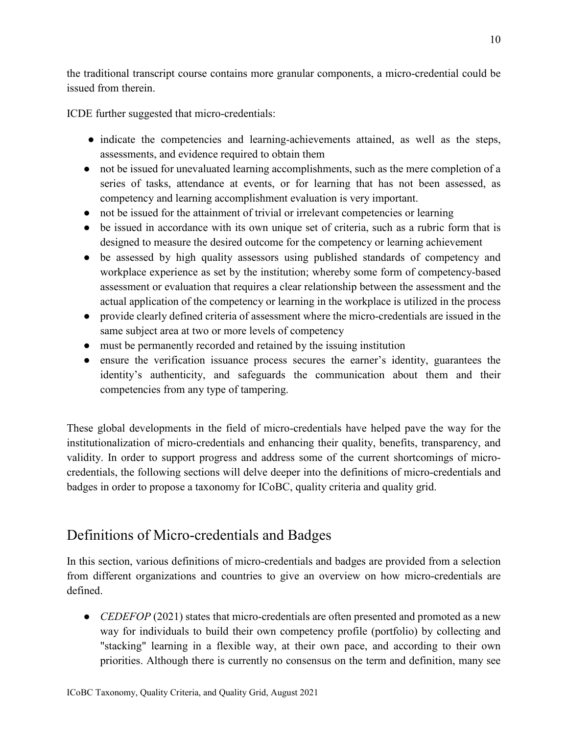the traditional transcript course contains more granular components, a micro-credential could be issued from therein.

ICDE further suggested that micro-credentials:

- indicate the competencies and learning-achievements attained, as well as the steps, assessments, and evidence required to obtain them
- not be issued for unevaluated learning accomplishments, such as the mere completion of a series of tasks, attendance at events, or for learning that has not been assessed, as competency and learning accomplishment evaluation is very important.
- not be issued for the attainment of trivial or irrelevant competencies or learning
- be issued in accordance with its own unique set of criteria, such as a rubric form that is designed to measure the desired outcome for the competency or learning achievement
- be assessed by high quality assessors using published standards of competency and workplace experience as set by the institution; whereby some form of competency-based assessment or evaluation that requires a clear relationship between the assessment and the actual application of the competency or learning in the workplace is utilized in the process
- provide clearly defined criteria of assessment where the micro-credentials are issued in the same subject area at two or more levels of competency
- must be permanently recorded and retained by the issuing institution
- ensure the verification issuance process secures the earner's identity, guarantees the identity's authenticity, and safeguards the communication about them and their competencies from any type of tampering.

These global developments in the field of micro-credentials have helped pave the way for the institutionalization of micro-credentials and enhancing their quality, benefits, transparency, and validity. In order to support progress and address some of the current shortcomings of micro-credentials, the following sections will delve deeper into the definitions of micro-credentials and badges in order to propose a taxonomy for ICoBC, quality criteria and quality grid.

## Definitions of Micro-credentials and Badges

In this section, various definitions of micro-credentials and badges are provided from a selection from different organizations and countries to give an overview on how micro-credentials are defined.

- *CEDEFOP* (2021) states that micro-credentials are often presented and promoted as a new way for individuals to build their own competency profile (portfolio) by collecting and "stacking" learning in a flexible way, at their own pace, and according to their own priorities. Although there is currently no consensus on the term and definition, many see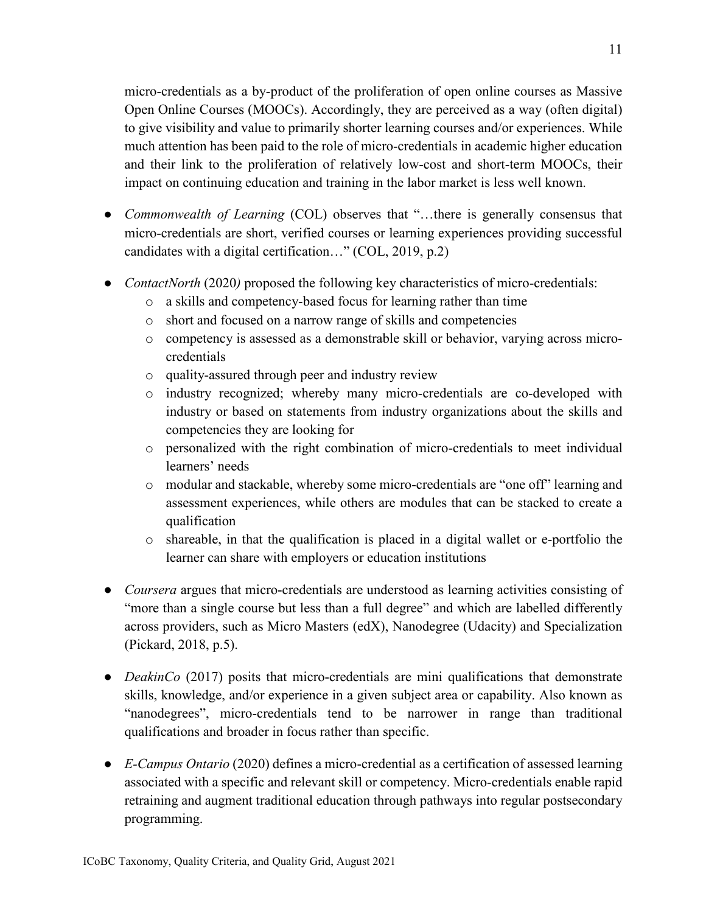micro-credentials as a by-product of the proliferation of open online courses as Massive Open Online Courses (MOOCs). Accordingly, they are perceived as a way (often digital) to give visibility and value to primarily shorter learning courses and/or experiences. While much attention has been paid to the role of micro-credentials in academic higher education and their link to the proliferation of relatively low-cost and short-term MOOCs, their impact on continuing education and training in the labor market is less well known.

- *Commonwealth of Learning* (COL) observes that "…there is generally consensus that micro-credentials are short, verified courses or learning experiences providing successful candidates with a digital certification…" (COL, 2019, p.2)

- *ContactNorth* (2020*)* proposed the following key characteristics of micro-credentials:
  - a skills and competency-based focus for learning rather than time
  - short and focused on a narrow range of skills and competencies
  - competency is assessed as a demonstrable skill or behavior, varying across micro-credentials
  - quality-assured through peer and industry review
  - industry recognized; whereby many micro-credentials are co-developed with industry or based on statements from industry organizations about the skills and competencies they are looking for
  - personalized with the right combination of micro-credentials to meet individual learners' needs
  - modular and stackable, whereby some micro-credentials are "one off" learning and assessment experiences, while others are modules that can be stacked to create a qualification
  - shareable, in that the qualification is placed in a digital wallet or e-portfolio the learner can share with employers or education institutions

- *Coursera* argues that micro-credentials are understood as learning activities consisting of "more than a single course but less than a full degree" and which are labelled differently across providers, such as Micro Masters (edX), Nanodegree (Udacity) and Specialization (Pickard, 2018, p.5).

- *DeakinCo* (2017) posits that micro-credentials are mini qualifications that demonstrate skills, knowledge, and/or experience in a given subject area or capability. Also known as "nanodegrees", micro-credentials tend to be narrower in range than traditional qualifications and broader in focus rather than specific.

- *E-Campus Ontario* (2020) defines a micro-credential as a certification of assessed learning associated with a specific and relevant skill or competency. Micro-credentials enable rapid retraining and augment traditional education through pathways into regular postsecondary programming.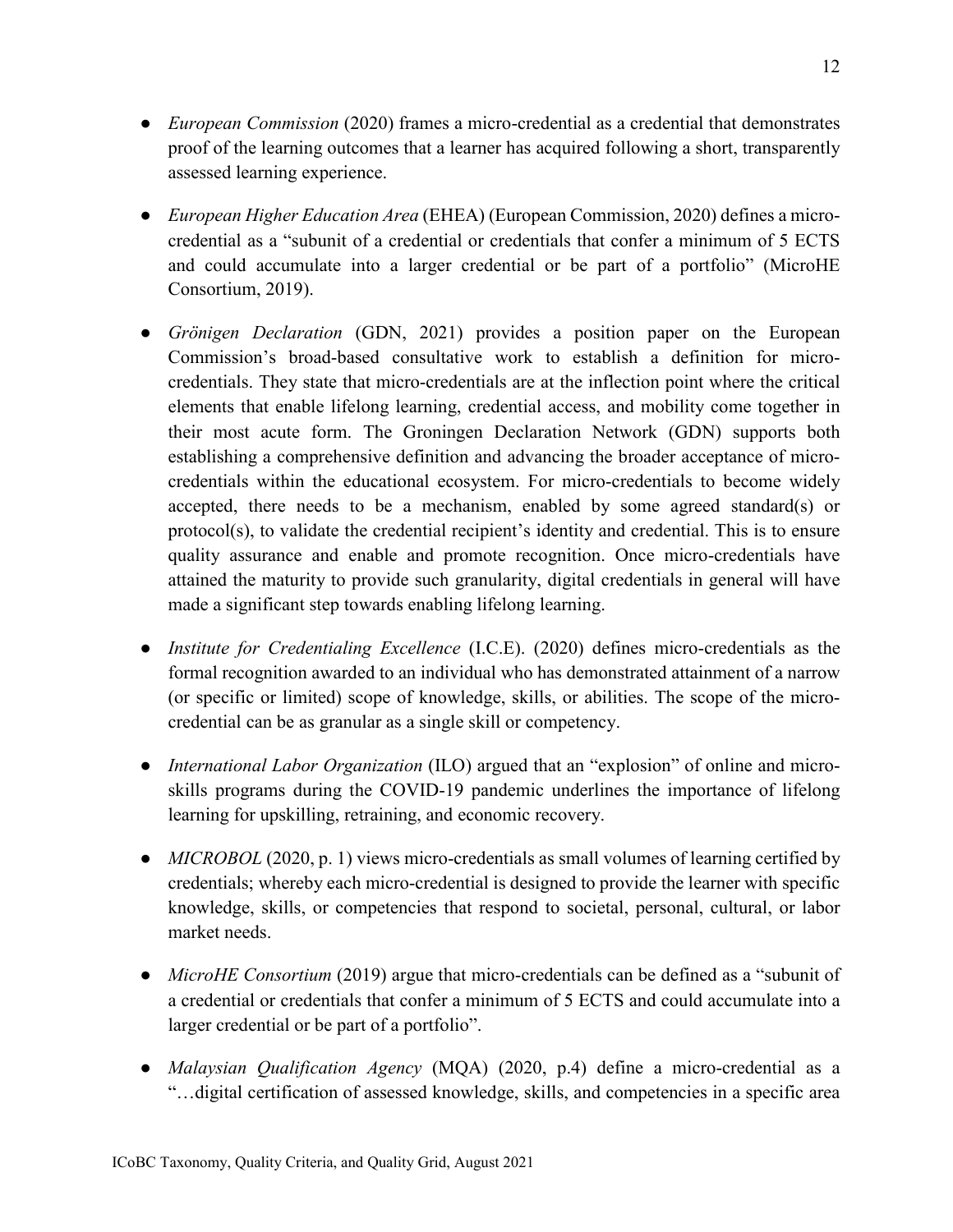- *European Commission* (2020) frames a micro-credential as a credential that demonstrates proof of the learning outcomes that a learner has acquired following a short, transparently assessed learning experience.

- *European Higher Education Area* (EHEA) (European Commission, 2020) defines a micro-credential as a "subunit of a credential or credentials that confer a minimum of 5 ECTS and could accumulate into a larger credential or be part of a portfolio" (MicroHE Consortium, 2019).

- *Grönigen Declaration* (GDN, 2021) provides a position paper on the European Commission's broad-based consultative work to establish a definition for micro-credentials. They state that micro-credentials are at the inflection point where the critical elements that enable lifelong learning, credential access, and mobility come together in their most acute form. The Groningen Declaration Network (GDN) supports both establishing a comprehensive definition and advancing the broader acceptance of micro-credentials within the educational ecosystem. For micro-credentials to become widely accepted, there needs to be a mechanism, enabled by some agreed standard(s) or protocol(s), to validate the credential recipient's identity and credential. This is to ensure quality assurance and enable and promote recognition. Once micro-credentials have attained the maturity to provide such granularity, digital credentials in general will have made a significant step towards enabling lifelong learning.

- *Institute for Credentialing Excellence* (I.C.E). (2020) defines micro-credentials as the formal recognition awarded to an individual who has demonstrated attainment of a narrow (or specific or limited) scope of knowledge, skills, or abilities. The scope of the micro-credential can be as granular as a single skill or competency.

- *International Labor Organization* (ILO) argued that an "explosion" of online and micro-skills programs during the COVID-19 pandemic underlines the importance of lifelong learning for upskilling, retraining, and economic recovery.

- *MICROBOL* (2020, p. 1) views micro-credentials as small volumes of learning certified by credentials; whereby each micro-credential is designed to provide the learner with specific knowledge, skills, or competencies that respond to societal, personal, cultural, or labor market needs.

- *MicroHE Consortium* (2019) argue that micro-credentials can be defined as a "subunit of a credential or credentials that confer a minimum of 5 ECTS and could accumulate into a larger credential or be part of a portfolio".

- *Malaysian Qualification Agency* (MQA) (2020, p.4) define a micro-credential as a "…digital certification of assessed knowledge, skills, and competencies in a specific area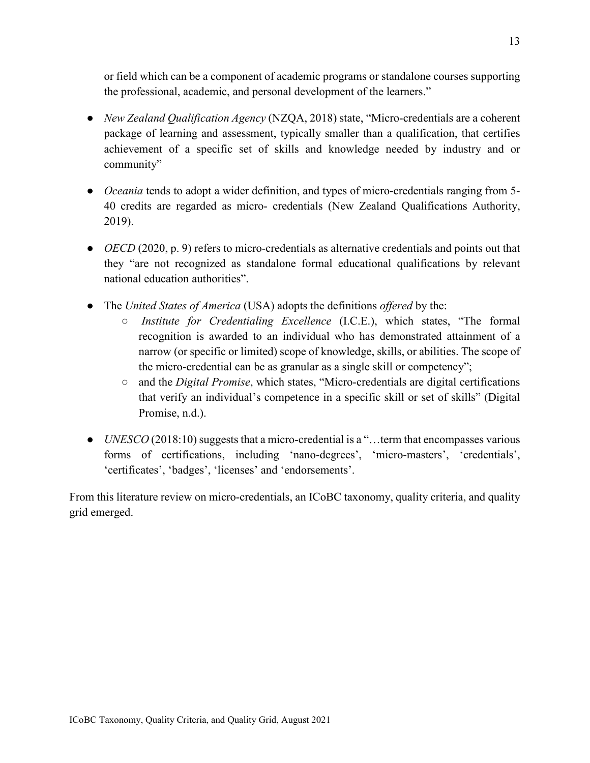or field which can be a component of academic programs or standalone courses supporting the professional, academic, and personal development of the learners."

- *New Zealand Qualification Agency* (NZQA, 2018) state, "Micro-credentials are a coherent package of learning and assessment, typically smaller than a qualification, that certifies achievement of a specific set of skills and knowledge needed by industry and or community"

- *Oceania* tends to adopt a wider definition, and types of micro-credentials ranging from 5-40 credits are regarded as micro- credentials (New Zealand Qualifications Authority, 2019).

- *OECD* (2020, p. 9) refers to micro-credentials as alternative credentials and points out that they "are not recognized as standalone formal educational qualifications by relevant national education authorities".

- The *United States of America* (USA) adopts the definitions *offered* by the:
  - *Institute for Credentialing Excellence* (I.C.E.), which states, "The formal recognition is awarded to an individual who has demonstrated attainment of a narrow (or specific or limited) scope of knowledge, skills, or abilities. The scope of the micro-credential can be as granular as a single skill or competency";
  - and the *Digital Promise*, which states, "Micro-credentials are digital certifications that verify an individual's competence in a specific skill or set of skills" (Digital Promise, n.d.).

- *UNESCO* (2018:10) suggests that a micro-credential is a "…term that encompasses various forms of certifications, including 'nano-degrees', 'micro-masters', 'credentials', 'certificates', 'badges', 'licenses' and 'endorsements'.

From this literature review on micro-credentials, an ICoBC taxonomy, quality criteria, and quality grid emerged.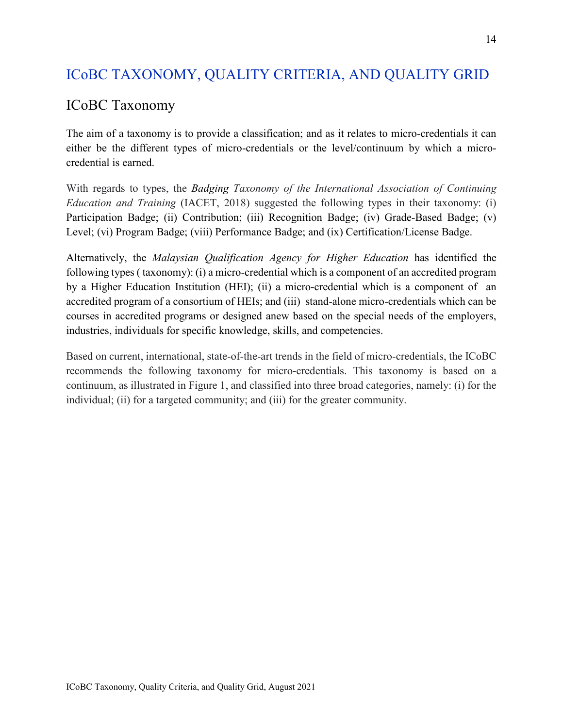# ICoBC TAXONOMY, QUALITY CRITERIA, AND QUALITY GRID

## ICoBC Taxonomy

The aim of a taxonomy is to provide a classification; and as it relates to micro-credentials it can either be the different types of micro-credentials or the level/continuum by which a micro-credential is earned.

With regards to types, the *Badging Taxonomy of the International Association of Continuing Education and Training* (IACET, 2018) suggested the following types in their taxonomy: (i) Participation Badge; (ii) Contribution; (iii) Recognition Badge; (iv) Grade-Based Badge; (v) Level; (vi) Program Badge; (viii) Performance Badge; and (ix) Certification/License Badge.

Alternatively, the *Malaysian Qualification Agency for Higher Education* has identified the following types ( taxonomy): (i) a micro-credential which is a component of an accredited program by a Higher Education Institution (HEI); (ii) a micro-credential which is a component of an accredited program of a consortium of HEIs; and (iii) stand-alone micro-credentials which can be courses in accredited programs or designed anew based on the special needs of the employers, industries, individuals for specific knowledge, skills, and competencies.

Based on current, international, state-of-the-art trends in the field of micro-credentials, the ICoBC recommends the following taxonomy for micro-credentials. This taxonomy is based on a continuum, as illustrated in Figure 1, and classified into three broad categories, namely: (i) for the individual; (ii) for a targeted community; and (iii) for the greater community.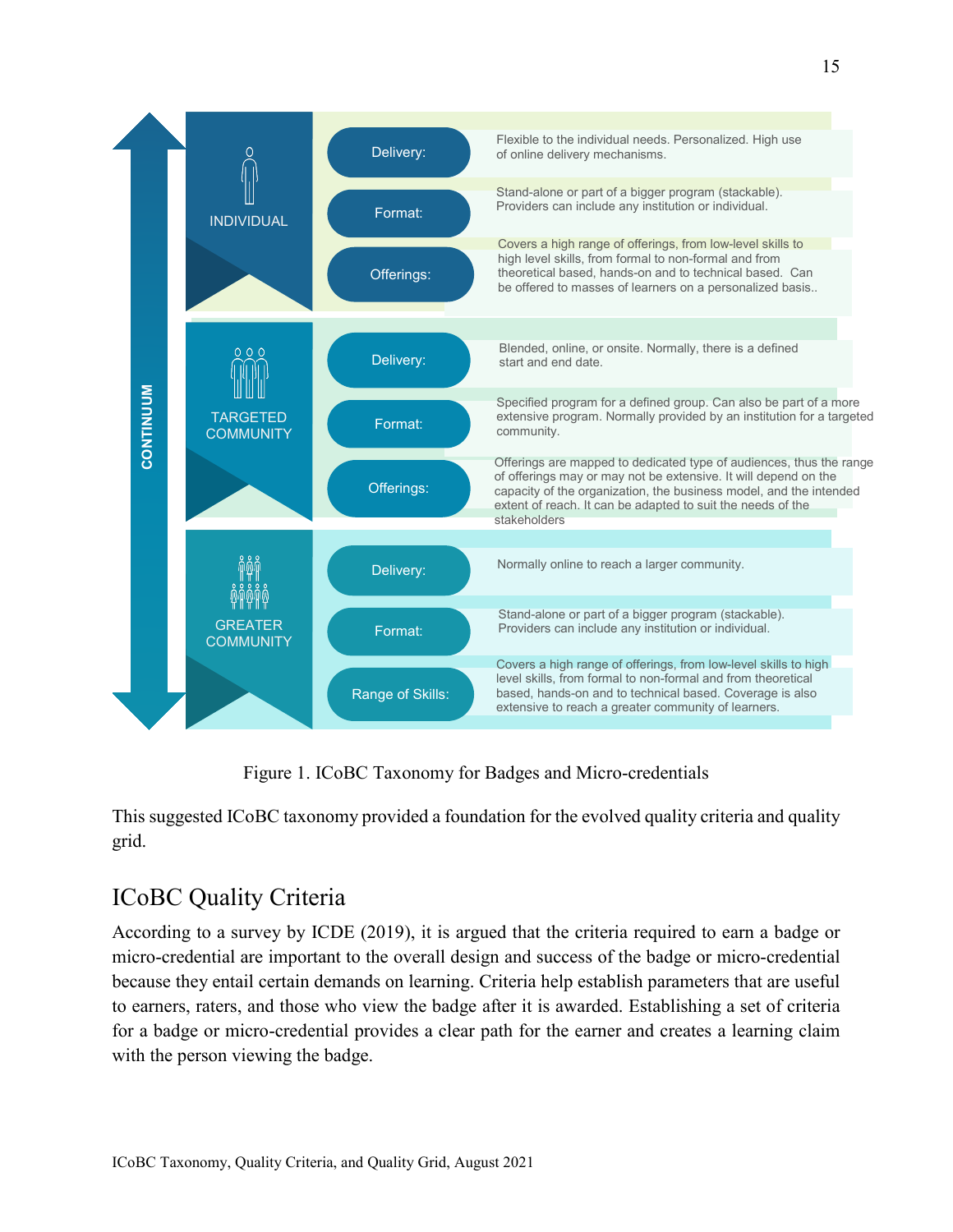| CONTINUUM | | | |
|---|---|---|---|
| INDIVIDUAL | Delivery: | Flexible to the individual needs. Personalized. High use of online delivery mechanisms. |
| | Format: | Stand-alone or part of a bigger program (stackable). Providers can include any institution or individual. |
| | Offerings: | Covers a high range of offerings, from low-level skills to high level skills, from formal to non-formal and from theoretical based, hands-on and to technical based. Can be offered to masses of learners on a personalized basis.. |
| TARGETED COMMUNITY | Delivery: | Blended, online, or onsite. Normally, there is a defined start and end date. |
| | Format: | Specified program for a defined group. Can also be part of a more extensive program. Normally provided by an institution for a targeted community. |
| | Offerings: | Offerings are mapped to dedicated type of audiences, thus the range of offerings may or may not be extensive. It will depend on the capacity of the organization, the business model, and the intended extent of reach. It can be adapted to suit the needs of the stakeholders |
| GREATER COMMUNITY | Delivery: | Normally online to reach a larger community. |
| | Format: | Stand-alone or part of a bigger program (stackable). Providers can include any institution or individual. |
| | Range of Skills: | Covers a high range of offerings, from low-level skills to high level skills, from formal to non-formal and from theoretical based, hands-on and to technical based. Coverage is also extensive to reach a greater community of learners. |

Figure 1. ICoBC Taxonomy for Badges and Micro-credentials

This suggested ICoBC taxonomy provided a foundation for the evolved quality criteria and quality grid.

## ICoBC Quality Criteria

According to a survey by ICDE (2019), it is argued that the criteria required to earn a badge or micro-credential are important to the overall design and success of the badge or micro-credential because they entail certain demands on learning. Criteria help establish parameters that are useful to earners, raters, and those who view the badge after it is awarded. Establishing a set of criteria for a badge or micro-credential provides a clear path for the earner and creates a learning claim with the person viewing the badge.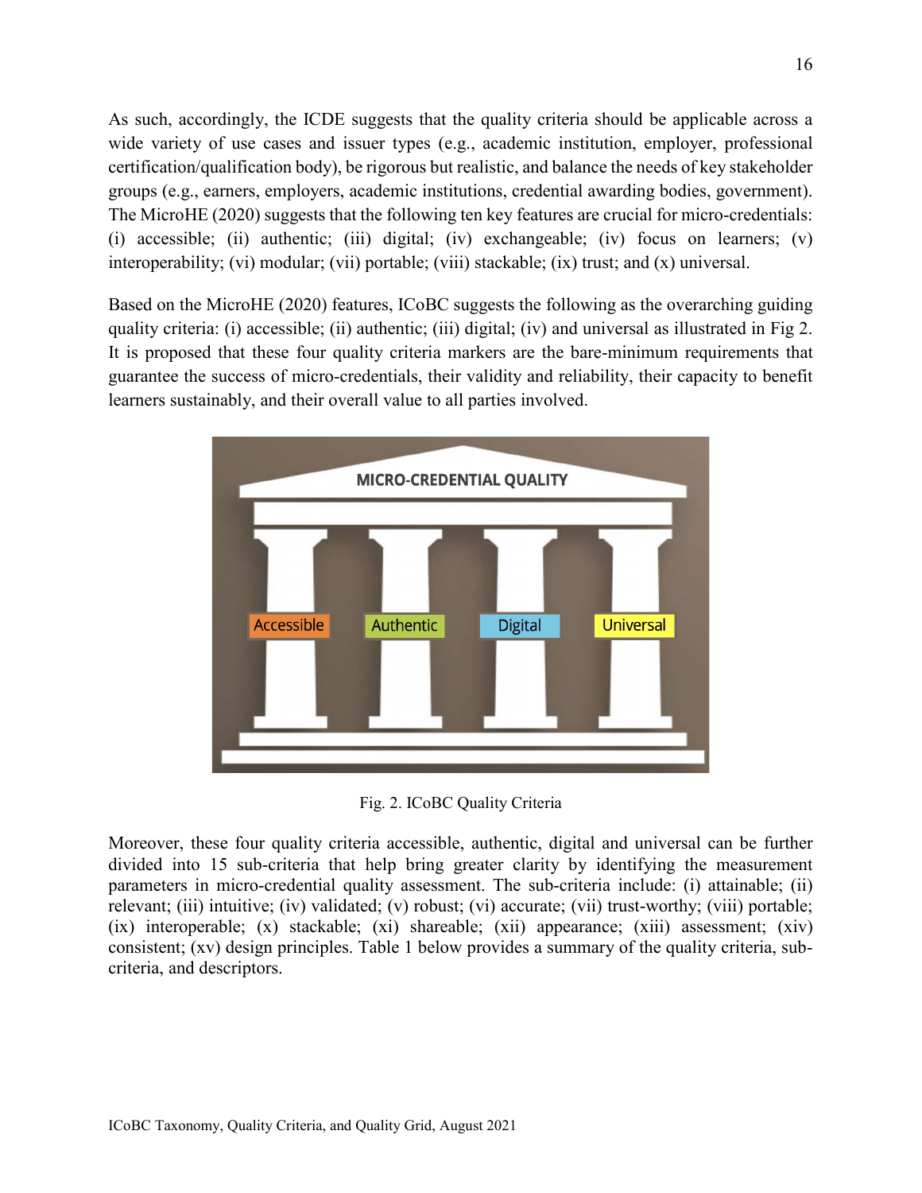As such, accordingly, the ICDE suggests that the quality criteria should be applicable across a wide variety of use cases and issuer types (e.g., academic institution, employer, professional certification/qualification body), be rigorous but realistic, and balance the needs of key stakeholder groups (e.g., earners, employers, academic institutions, credential awarding bodies, government). The MicroHE (2020) suggests that the following ten key features are crucial for micro-credentials: (i) accessible; (ii) authentic; (iii) digital; (iv) exchangeable; (iv) focus on learners; (v) interoperability; (vi) modular; (vii) portable; (viii) stackable; (ix) trust; and (x) universal.

Based on the MicroHE (2020) features, ICoBC suggests the following as the overarching guiding quality criteria: (i) accessible; (ii) authentic; (iii) digital; (iv) and universal as illustrated in Fig 2. It is proposed that these four quality criteria markers are the bare-minimum requirements that guarantee the success of micro-credentials, their validity and reliability, their capacity to benefit learners sustainably, and their overall value to all parties involved.

Fig. 2. ICoBC Quality Criteria

Moreover, these four quality criteria accessible, authentic, digital and universal can be further divided into 15 sub-criteria that help bring greater clarity by identifying the measurement parameters in micro-credential quality assessment. The sub-criteria include: (i) attainable; (ii) relevant; (iii) intuitive; (iv) validated; (v) robust; (vi) accurate; (vii) trust-worthy; (viii) portable; (ix) interoperable; (x) stackable; (xi) shareable; (xii) appearance; (xiii) assessment; (xiv) consistent; (xv) design principles. Table 1 below provides a summary of the quality criteria, sub-criteria, and descriptors.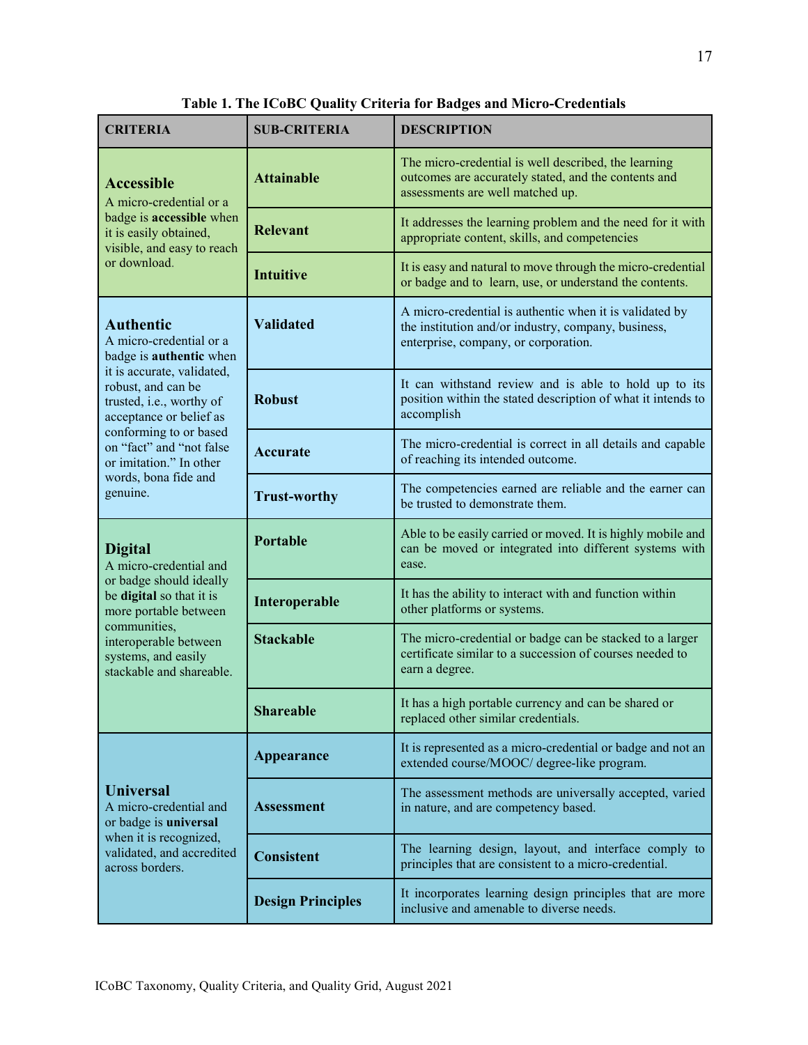**Table 1. The ICoBC Quality Criteria for Badges and Micro-Credentials**

| CRITERIA | SUB-CRITERIA | DESCRIPTION |
|---|---|---|
| **Accessible** A micro-credential or a badge is **accessible** when it is easily obtained, visible, and easy to reach or download. | **Attainable** | The micro-credential is well described, the learning outcomes are accurately stated, and the contents and assessments are well matched up. |
| | **Relevant** | It addresses the learning problem and the need for it with appropriate content, skills, and competencies |
| | **Intuitive** | It is easy and natural to move through the micro-credential or badge and to learn, use, or understand the contents. |
| **Authentic** A micro-credential or a badge is **authentic** when it is accurate, validated, robust, and can be trusted, i.e., worthy of acceptance or belief as conforming to or based on "fact" and "not false or imitation." In other words, bona fide and genuine. | **Validated** | A micro-credential is authentic when it is validated by the institution and/or industry, company, business, enterprise, company, or corporation. |
| | **Robust** | It can withstand review and is able to hold up to its position within the stated description of what it intends to accomplish |
| | **Accurate** | The micro-credential is correct in all details and capable of reaching its intended outcome. |
| | **Trust-worthy** | The competencies earned are reliable and the earner can be trusted to demonstrate them. |
| **Digital** A micro-credential and or badge should ideally be **digital** so that it is more portable between communities, interoperable between systems, and easily stackable and shareable. | **Portable** | Able to be easily carried or moved. It is highly mobile and can be moved or integrated into different systems with ease. |
| | **Interoperable** | It has the ability to interact with and function within other platforms or systems. |
| | **Stackable** | The micro-credential or badge can be stacked to a larger certificate similar to a succession of courses needed to earn a degree. |
| | **Shareable** | It has a high portable currency and can be shared or replaced other similar credentials. |
| **Universal** A micro-credential and or badge is **universal** when it is recognized, validated, and accredited across borders. | **Appearance** | It is represented as a micro-credential or badge and not an extended course/MOOC/ degree-like program. |
| | **Assessment** | The assessment methods are universally accepted, varied in nature, and are competency based. |
| | **Consistent** | The learning design, layout, and interface comply to principles that are consistent to a micro-credential. |
| | **Design Principles** | It incorporates learning design principles that are more inclusive and amenable to diverse needs. |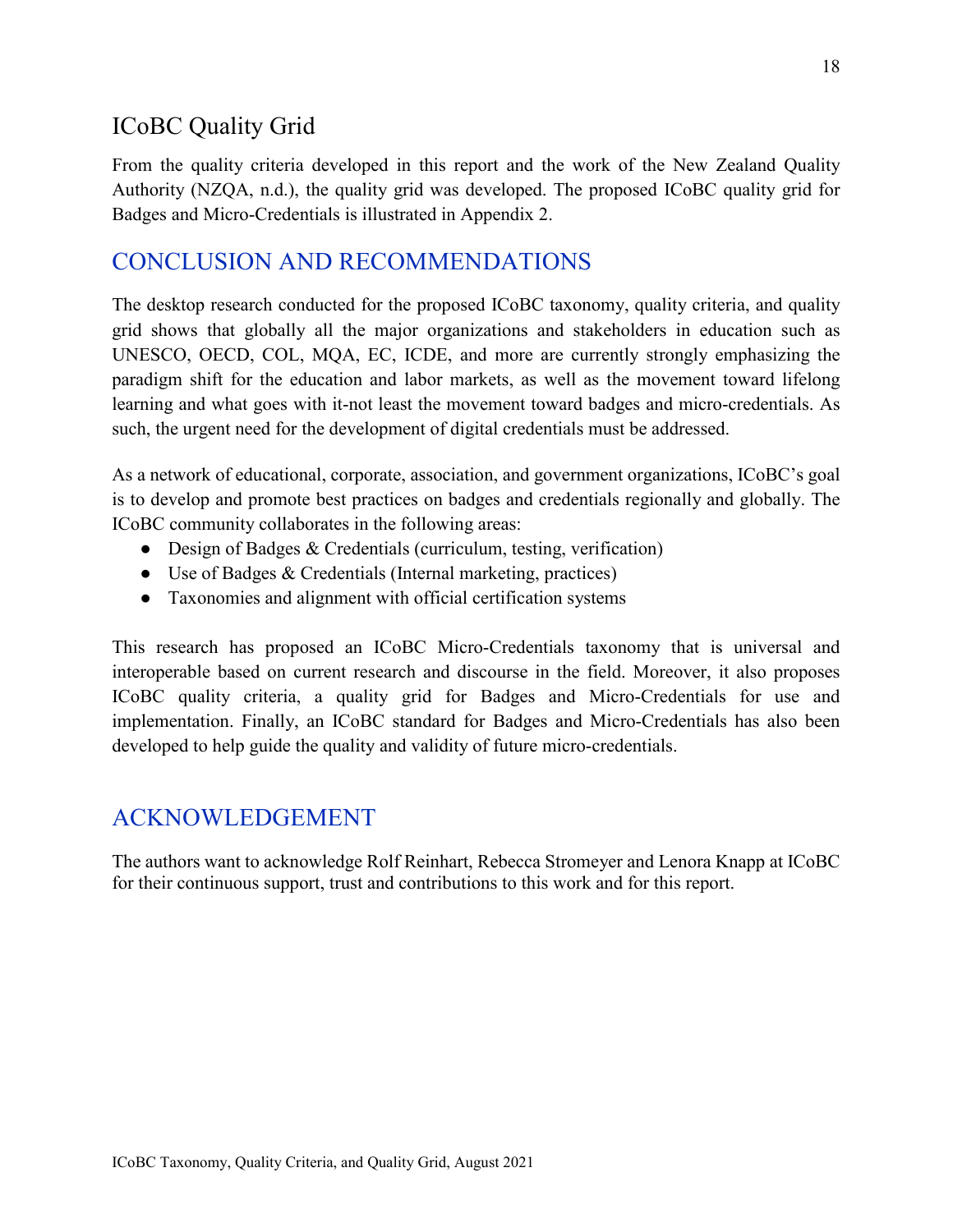## ICoBC Quality Grid

From the quality criteria developed in this report and the work of the New Zealand Quality Authority (NZQA, n.d.), the quality grid was developed. The proposed ICoBC quality grid for Badges and Micro-Credentials is illustrated in Appendix 2.

# CONCLUSION AND RECOMMENDATIONS

The desktop research conducted for the proposed ICoBC taxonomy, quality criteria, and quality grid shows that globally all the major organizations and stakeholders in education such as UNESCO, OECD, COL, MQA, EC, ICDE, and more are currently strongly emphasizing the paradigm shift for the education and labor markets, as well as the movement toward lifelong learning and what goes with it-not least the movement toward badges and micro-credentials. As such, the urgent need for the development of digital credentials must be addressed.

As a network of educational, corporate, association, and government organizations, ICoBC's goal is to develop and promote best practices on badges and credentials regionally and globally. The ICoBC community collaborates in the following areas:

- Design of Badges & Credentials (curriculum, testing, verification)
- Use of Badges & Credentials (Internal marketing, practices)
- Taxonomies and alignment with official certification systems

This research has proposed an ICoBC Micro-Credentials taxonomy that is universal and interoperable based on current research and discourse in the field. Moreover, it also proposes ICoBC quality criteria, a quality grid for Badges and Micro-Credentials for use and implementation. Finally, an ICoBC standard for Badges and Micro-Credentials has also been developed to help guide the quality and validity of future micro-credentials.

# ACKNOWLEDGEMENT

The authors want to acknowledge Rolf Reinhart, Rebecca Stromeyer and Lenora Knapp at ICoBC for their continuous support, trust and contributions to this work and for this report.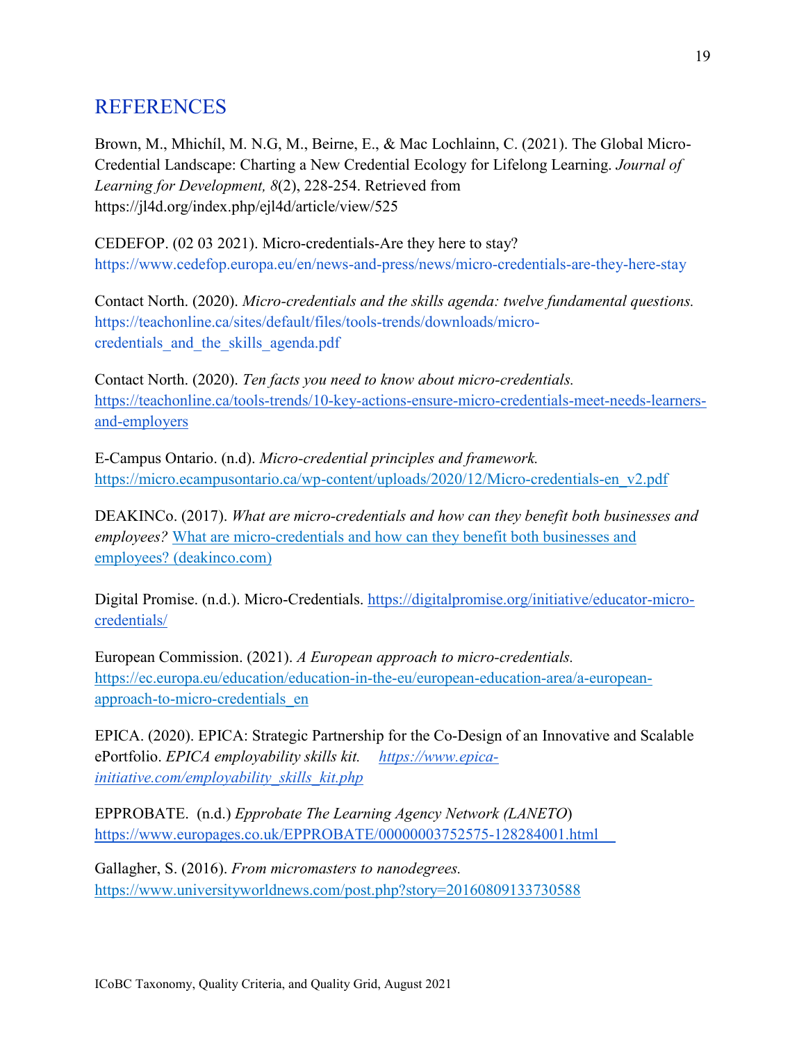# REFERENCES

Brown, M., Mhichíl, M. N.G, M., Beirne, E., & Mac Lochlainn, C. (2021). The Global Micro-Credential Landscape: Charting a New Credential Ecology for Lifelong Learning. *Journal of Learning for Development, 8*(2), 228-254. Retrieved from https://jl4d.org/index.php/ejl4d/article/view/525

CEDEFOP. (02 03 2021). Micro-credentials-Are they here to stay? https://www.cedefop.europa.eu/en/news-and-press/news/micro-credentials-are-they-here-stay

Contact North. (2020). *Micro-credentials and the skills agenda: twelve fundamental questions.* https://teachonline.ca/sites/default/files/tools-trends/downloads/micro-credentials_and_the_skills_agenda.pdf

Contact North. (2020). *Ten facts you need to know about micro-credentials.* https://teachonline.ca/tools-trends/10-key-actions-ensure-micro-credentials-meet-needs-learners-and-employers

E-Campus Ontario. (n.d). *Micro-credential principles and framework.* https://micro.ecampusontario.ca/wp-content/uploads/2020/12/Micro-credentials-en_v2.pdf

DEAKINCo. (2017). *What are micro-credentials and how can they benefit both businesses and employees?* What are micro-credentials and how can they benefit both businesses and employees? (deakinco.com)

Digital Promise. (n.d.). Micro-Credentials. https://digitalpromise.org/initiative/educator-micro-credentials/

European Commission. (2021). *A European approach to micro-credentials.* https://ec.europa.eu/education/education-in-the-eu/european-education-area/a-european-approach-to-micro-credentials_en

EPICA. (2020). EPICA: Strategic Partnership for the Co-Design of an Innovative and Scalable ePortfolio. *EPICA employability skills kit.* *https://www.epica-initiative.com/employability_skills_kit.php*

EPPROBATE. (n.d.) *Epprobate The Learning Agency Network (LANETO)* https://www.europages.co.uk/EPPROBATE/00000003752575-128284001.html

Gallagher, S. (2016). *From micromasters to nanodegrees.* https://www.universityworldnews.com/post.php?story=20160809133730588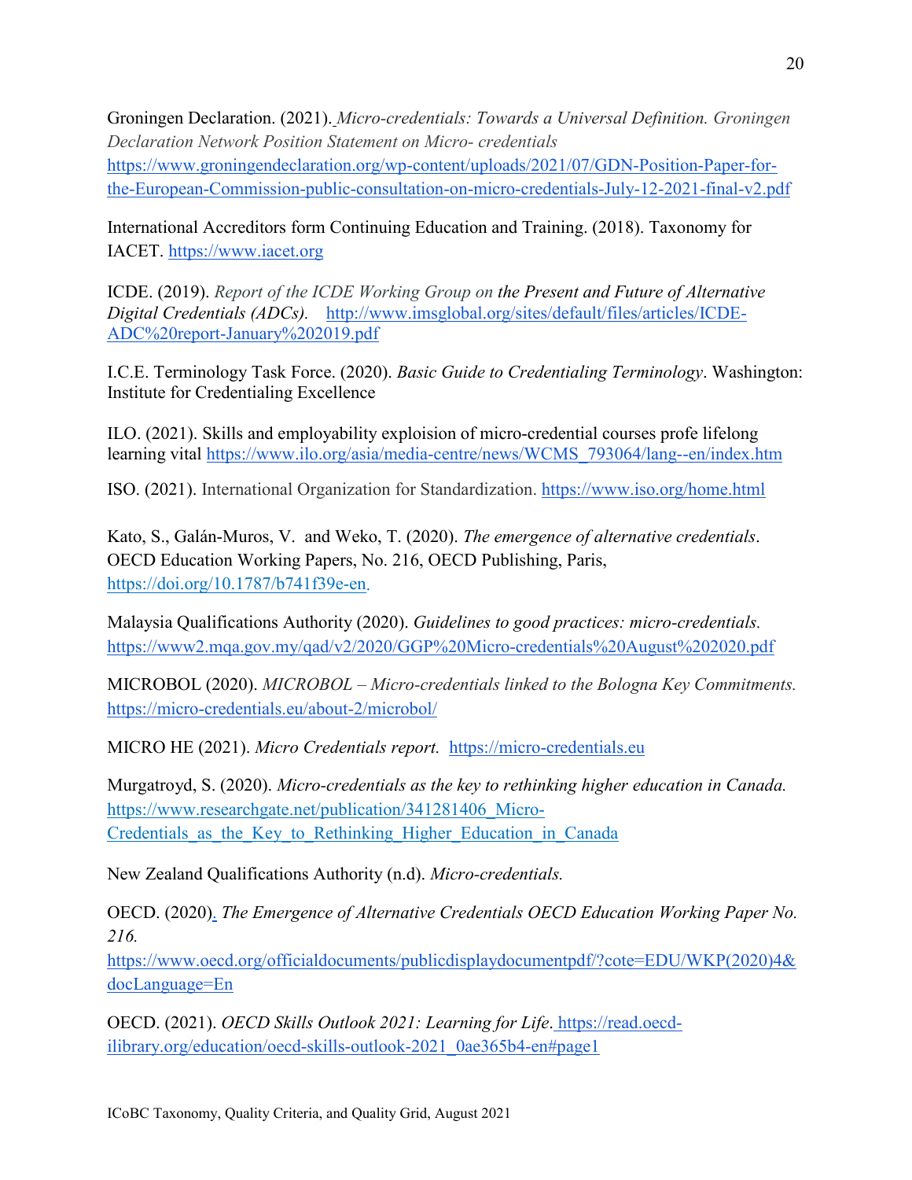Groningen Declaration. (2021). *Micro-credentials: Towards a Universal Definition. Groningen Declaration Network Position Statement on Micro- credentials* https://www.groningendeclaration.org/wp-content/uploads/2021/07/GDN-Position-Paper-for-the-European-Commission-public-consultation-on-micro-credentials-July-12-2021-final-v2.pdf

International Accreditors form Continuing Education and Training. (2018). Taxonomy for IACET. https://www.iacet.org

ICDE. (2019). *Report of the ICDE Working Group on the Present and Future of Alternative Digital Credentials (ADCs).* http://www.imsglobal.org/sites/default/files/articles/ICDE-ADC%20report-January%202019.pdf

I.C.E. Terminology Task Force. (2020). *Basic Guide to Credentialing Terminology*. Washington: Institute for Credentialing Excellence

ILO. (2021). Skills and employability exploision of micro-credential courses profe lifelong learning vital https://www.ilo.org/asia/media-centre/news/WCMS_793064/lang--en/index.htm

ISO. (2021). International Organization for Standardization. https://www.iso.org/home.html

Kato, S., Galán-Muros, V. and Weko, T. (2020). *The emergence of alternative credentials*. OECD Education Working Papers, No. 216, OECD Publishing, Paris, https://doi.org/10.1787/b741f39e-en.

Malaysia Qualifications Authority (2020). *Guidelines to good practices: micro-credentials.* https://www2.mqa.gov.my/qad/v2/2020/GGP%20Micro-credentials%20August%202020.pdf

MICROBOL (2020). *MICROBOL – Micro-credentials linked to the Bologna Key Commitments.* https://micro-credentials.eu/about-2/microbol/

MICRO HE (2021). *Micro Credentials report.* https://micro-credentials.eu

Murgatroyd, S. (2020). *Micro-credentials as the key to rethinking higher education in Canada.* https://www.researchgate.net/publication/341281406_Micro-Credentials_as_the_Key_to_Rethinking_Higher_Education_in_Canada

New Zealand Qualifications Authority (n.d). *Micro-credentials.*

OECD. (2020). *The Emergence of Alternative Credentials OECD Education Working Paper No. 216.* https://www.oecd.org/officialdocuments/publicdisplaydocumentpdf/?cote=EDU/WKP(2020)4&docLanguage=En

OECD. (2021). *OECD Skills Outlook 2021: Learning for Life*. https://read.oecd-ilibrary.org/education/oecd-skills-outlook-2021_0ae365b4-en#page1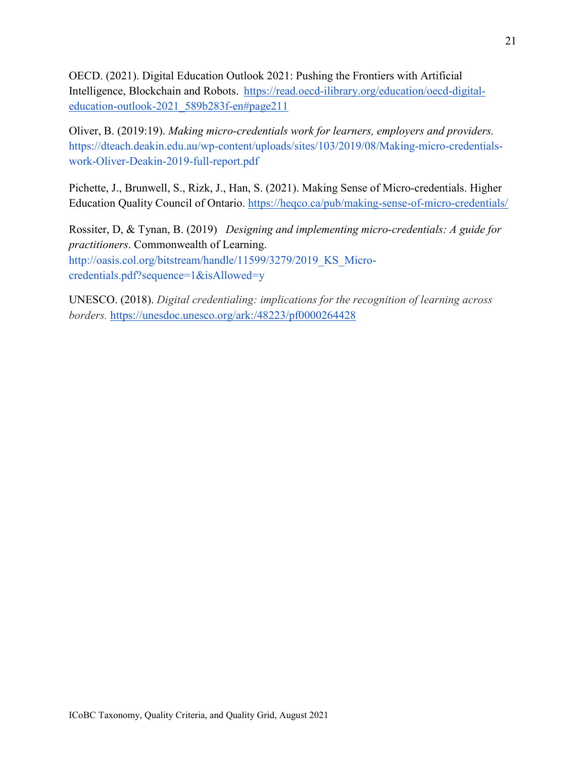OECD. (2021). Digital Education Outlook 2021: Pushing the Frontiers with Artificial Intelligence, Blockchain and Robots. https://read.oecd-ilibrary.org/education/oecd-digital-education-outlook-2021_589b283f-en#page211

Oliver, B. (2019:19). *Making micro-credentials work for learners, employers and providers.* https://dteach.deakin.edu.au/wp-content/uploads/sites/103/2019/08/Making-micro-credentials-work-Oliver-Deakin-2019-full-report.pdf

Pichette, J., Brunwell, S., Rizk, J., Han, S. (2021). Making Sense of Micro-credentials. Higher Education Quality Council of Ontario. https://heqco.ca/pub/making-sense-of-micro-credentials/

Rossiter, D, & Tynan, B. (2019) *Designing and implementing micro-credentials: A guide for practitioners*. Commonwealth of Learning. http://oasis.col.org/bitstream/handle/11599/3279/2019_KS_Micro-credentials.pdf?sequence=1&isAllowed=y

UNESCO. (2018). *Digital credentialing: implications for the recognition of learning across borders.* https://unesdoc.unesco.org/ark:/48223/pf0000264428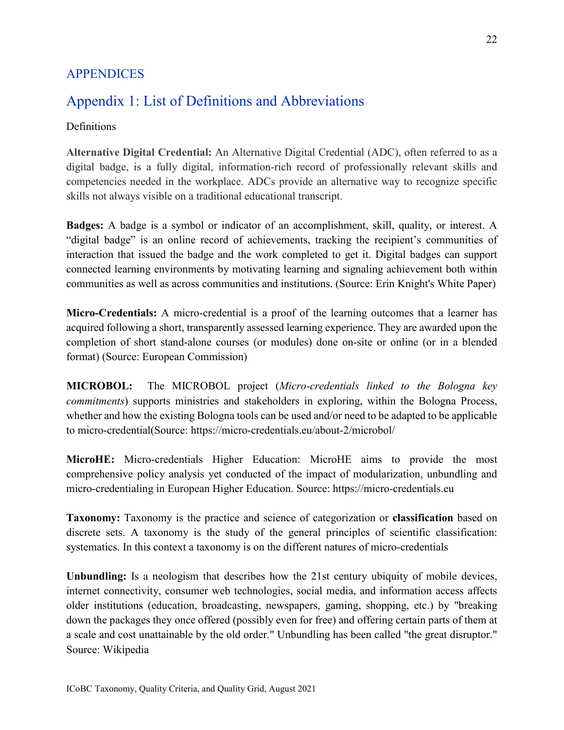# APPENDICES

## Appendix 1: List of Definitions and Abbreviations

Definitions

**Alternative Digital Credential:** An Alternative Digital Credential (ADC), often referred to as a digital badge, is a fully digital, information-rich record of professionally relevant skills and competencies needed in the workplace. ADCs provide an alternative way to recognize specific skills not always visible on a traditional educational transcript.

**Badges:** A badge is a symbol or indicator of an accomplishment, skill, quality, or interest. A "digital badge" is an online record of achievements, tracking the recipient's communities of interaction that issued the badge and the work completed to get it. Digital badges can support connected learning environments by motivating learning and signaling achievement both within communities as well as across communities and institutions. (Source: Erin Knight's White Paper)

**Micro-Credentials:** A micro-credential is a proof of the learning outcomes that a learner has acquired following a short, transparently assessed learning experience. They are awarded upon the completion of short stand-alone courses (or modules) done on-site or online (or in a blended format) (Source: European Commission)

**MICROBOL:** The MICROBOL project (*Micro-credentials linked to the Bologna key commitments*) supports ministries and stakeholders in exploring, within the Bologna Process, whether and how the existing Bologna tools can be used and/or need to be adapted to be applicable to micro-credential(Source: https://micro-credentials.eu/about-2/microbol/

**MicroHE:** Micro-credentials Higher Education: MicroHE aims to provide the most comprehensive policy analysis yet conducted of the impact of modularization, unbundling and micro-credentialing in European Higher Education. Source: https://micro-credentials.eu

**Taxonomy:** Taxonomy is the practice and science of categorization or **classification** based on discrete sets. A taxonomy is the study of the general principles of scientific classification: systematics. In this context a taxonomy is on the different natures of micro-credentials

**Unbundling:** Is a neologism that describes how the 21st century ubiquity of mobile devices, internet connectivity, consumer web technologies, social media, and information access affects older institutions (education, broadcasting, newspapers, gaming, shopping, etc.) by "breaking down the packages they once offered (possibly even for free) and offering certain parts of them at a scale and cost unattainable by the old order." Unbundling has been called "the great disruptor." Source: Wikipedia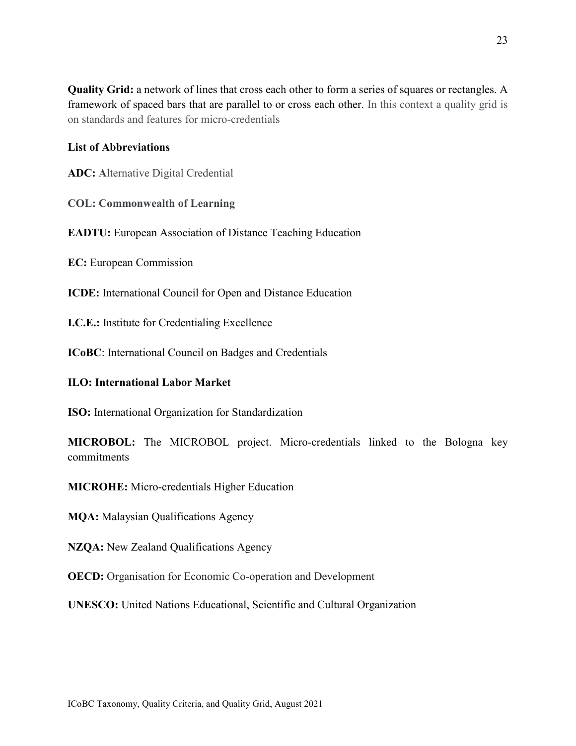**Quality Grid:** a network of lines that cross each other to form a series of squares or rectangles. A framework of spaced bars that are parallel to or cross each other. In this context a quality grid is on standards and features for micro-credentials

**List of Abbreviations**

**ADC: A**lternative Digital Credential

**COL: Commonwealth of Learning**

**EADTU:** European Association of Distance Teaching Education

**EC:** European Commission

**ICDE:** International Council for Open and Distance Education

**I.C.E.:** Institute for Credentialing Excellence

**ICoBC**: International Council on Badges and Credentials

**ILO: International Labor Market**

**ISO:** International Organization for Standardization

**MICROBOL:** The MICROBOL project. Micro-credentials linked to the Bologna key commitments

**MICROHE:** Micro-credentials Higher Education

**MQA:** Malaysian Qualifications Agency

**NZQA:** New Zealand Qualifications Agency

**OECD:** Organisation for Economic Co-operation and Development

**UNESCO:** United Nations Educational, Scientific and Cultural Organization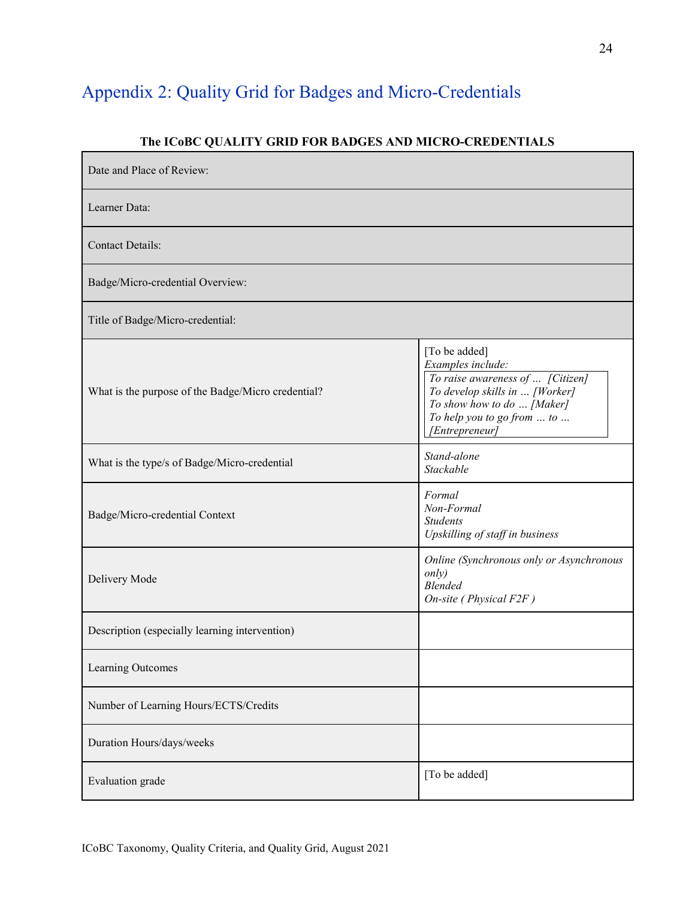## Appendix 2: Quality Grid for Badges and Micro-Credentials

**The ICoBC QUALITY GRID FOR BADGES AND MICRO-CREDENTIALS**

| Date and Place of Review: | |
|---|---|
| Learner Data: | |
| Contact Details: | |
| Badge/Micro-credential Overview: | |
| Title of Badge/Micro-credential: | |
| What is the purpose of the Badge/Micro credential? | [To be added]<br>*Examples include:*<br>*To raise awareness of … [Citizen]*<br>*To develop skills in … [Worker]*<br>*To show how to do … [Maker]*<br>*To help you to go from … to … [Entrepreneur]* |
| What is the type/s of Badge/Micro-credential | *Stand-alone*<br>*Stackable* |
| Badge/Micro-credential Context | *Formal*<br>*Non-Formal*<br>*Students*<br>*Upskilling of staff in business* |
| Delivery Mode | *Online (Synchronous only or Asynchronous only)*<br>*Blended*<br>*On-site ( Physical F2F )* |
| Description (especially learning intervention) | |
| Learning Outcomes | |
| Number of Learning Hours/ECTS/Credits | |
| Duration Hours/days/weeks | |
| Evaluation grade | [To be added] |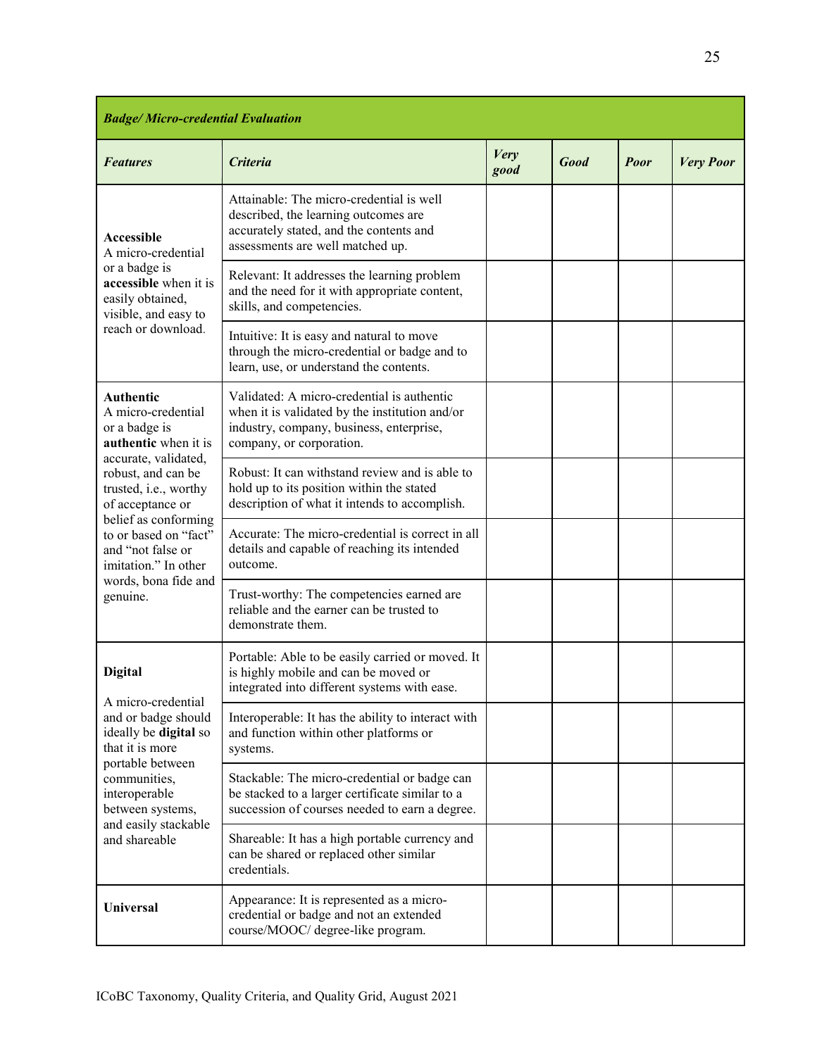| ***Badge/ Micro-credential Evaluation*** | | | | | |
|---|---|---|---|---|---|
| ***Features*** | ***Criteria*** | ***Very good*** | ***Good*** | ***Poor*** | ***Very Poor*** |
| **Accessible** A micro-credential or a badge is **accessible** when it is easily obtained, visible, and easy to reach or download. | Attainable: The micro-credential is well described, the learning outcomes are accurately stated, and the contents and assessments are well matched up. | | | | |
| | Relevant: It addresses the learning problem and the need for it with appropriate content, skills, and competencies. | | | | |
| | Intuitive: It is easy and natural to move through the micro-credential or badge and to learn, use, or understand the contents. | | | | |
| **Authentic** A micro-credential or a badge is **authentic** when it is accurate, validated, robust, and can be trusted, i.e., worthy of acceptance or belief as conforming to or based on "fact" and "not false or imitation." In other words, bona fide and genuine. | Validated: A micro-credential is authentic when it is validated by the institution and/or industry, company, business, enterprise, company, or corporation. | | | | |
| | Robust: It can withstand review and is able to hold up to its position within the stated description of what it intends to accomplish. | | | | |
| | Accurate: The micro-credential is correct in all details and capable of reaching its intended outcome. | | | | |
| | Trust-worthy: The competencies earned are reliable and the earner can be trusted to demonstrate them. | | | | |
| **Digital** A micro-credential and or badge should ideally be **digital** so that it is more portable between communities, interoperable between systems, and easily stackable and shareable | Portable: Able to be easily carried or moved. It is highly mobile and can be moved or integrated into different systems with ease. | | | | |
| | Interoperable: It has the ability to interact with and function within other platforms or systems. | | | | |
| | Stackable: The micro-credential or badge can be stacked to a larger certificate similar to a succession of courses needed to earn a degree. | | | | |
| | Shareable: It has a high portable currency and can be shared or replaced other similar credentials. | | | | |
| **Universal** | Appearance: It is represented as a micro-credential or badge and not an extended course/MOOC/ degree-like program. | | | | |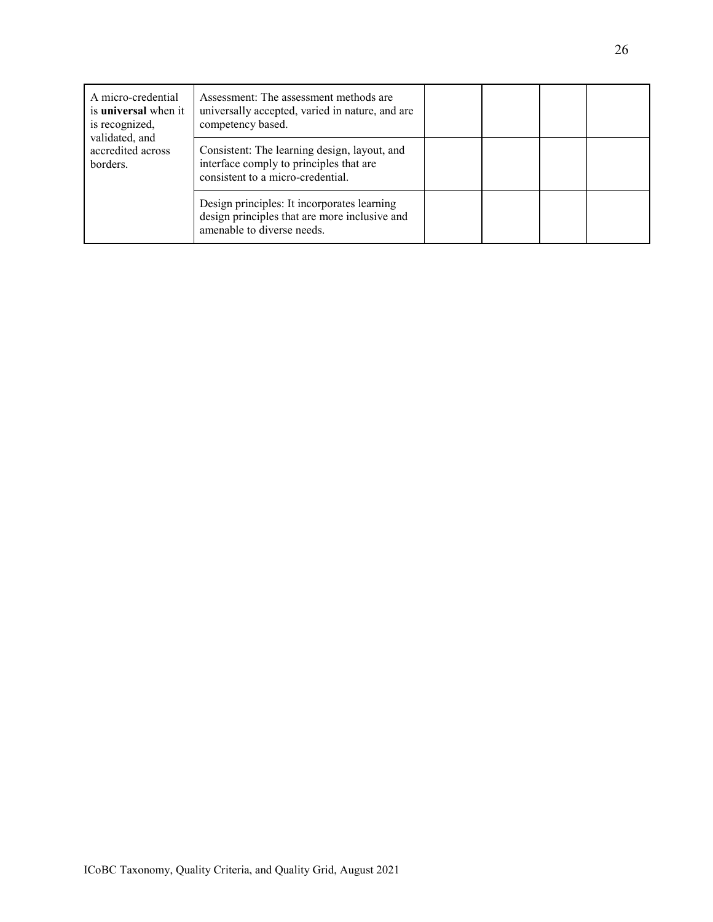| | | | | | |
|---|---|---|---|---|---|
| A micro-credential is **universal** when it is recognized, validated, and accredited across borders. | Assessment: The assessment methods are universally accepted, varied in nature, and are competency based. | | | | |
| | Consistent: The learning design, layout, and interface comply to principles that are consistent to a micro-credential. | | | | |
| | Design principles: It incorporates learning design principles that are more inclusive and amenable to diverse needs. | | | | |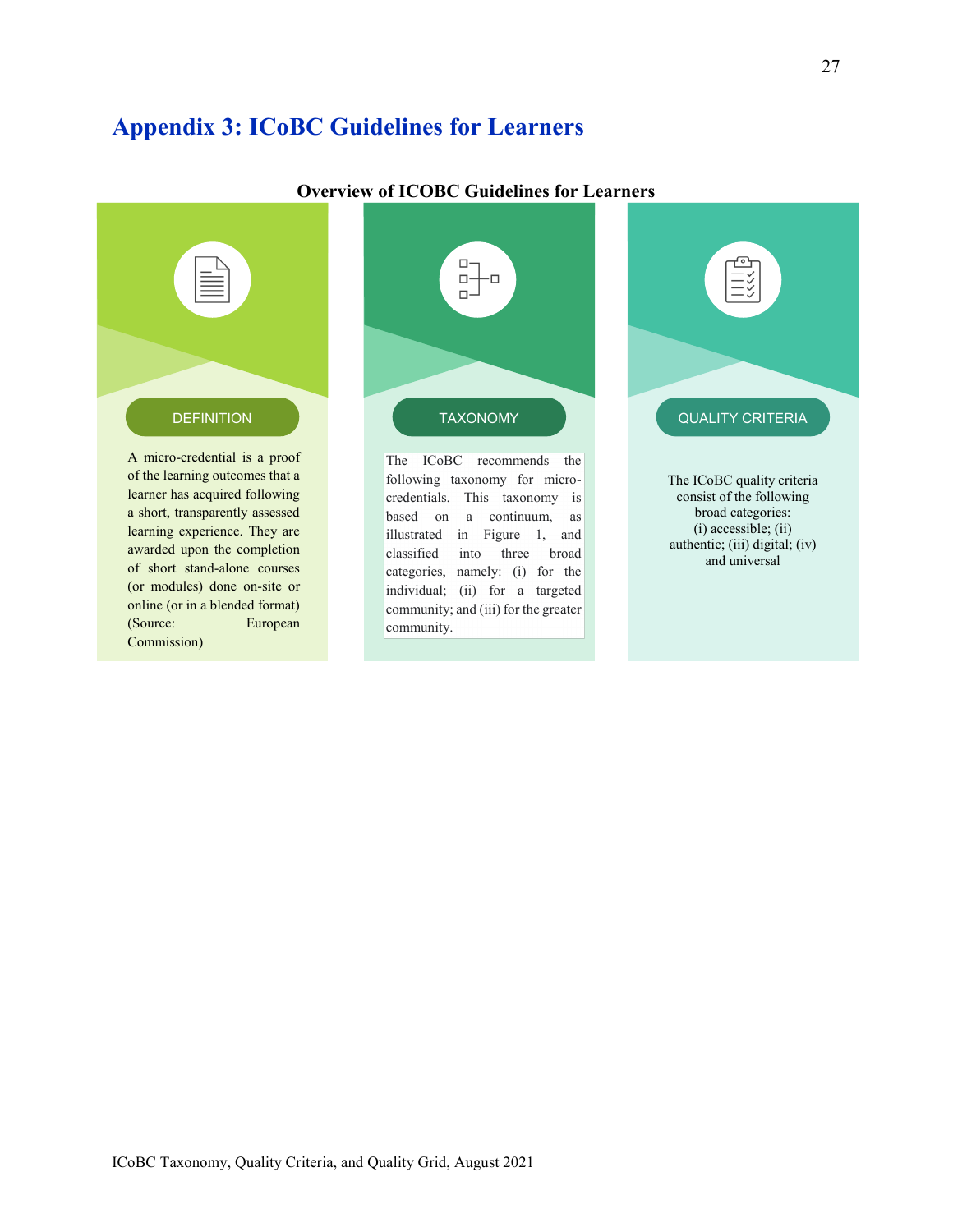# Appendix 3: ICoBC Guidelines for Learners

**Overview of ICOBC Guidelines for Learners**

### DEFINITION

A micro-credential is a proof of the learning outcomes that a learner has acquired following a short, transparently assessed learning experience. They are awarded upon the completion of short stand-alone courses (or modules) done on-site or online (or in a blended format) (Source: European Commission)

### TAXONOMY

The ICoBC recommends the following taxonomy for micro-credentials. This taxonomy is based on a continuum, as illustrated in Figure 1, and classified into three broad categories, namely: (i) for the individual; (ii) for a targeted community; and (iii) for the greater community.

### QUALITY CRITERIA

The ICoBC quality criteria consist of the following broad categories: (i) accessible; (ii) authentic; (iii) digital; (iv) and universal

ICoBC Taxonomy, Quality Criteria, and Quality Grid, August 2021